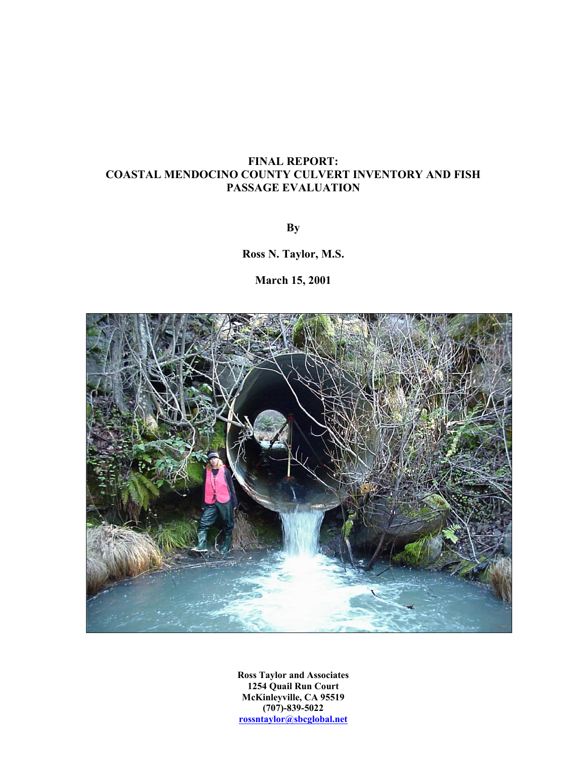# FINAL REPORT: COASTAL MENDOCINO COUNTY CULVERT INVENTORY AND FISH PASSAGE EVALUATION

**By**

**Ross N. Taylor, M.S.**

**March 15, 2001**

**Ross Taylor and Associates**
**1254 Quail Run Court**
**McKinleyville, CA 95519**
**(707)-839-5022**
**rossntaylor@sbcglobal.net**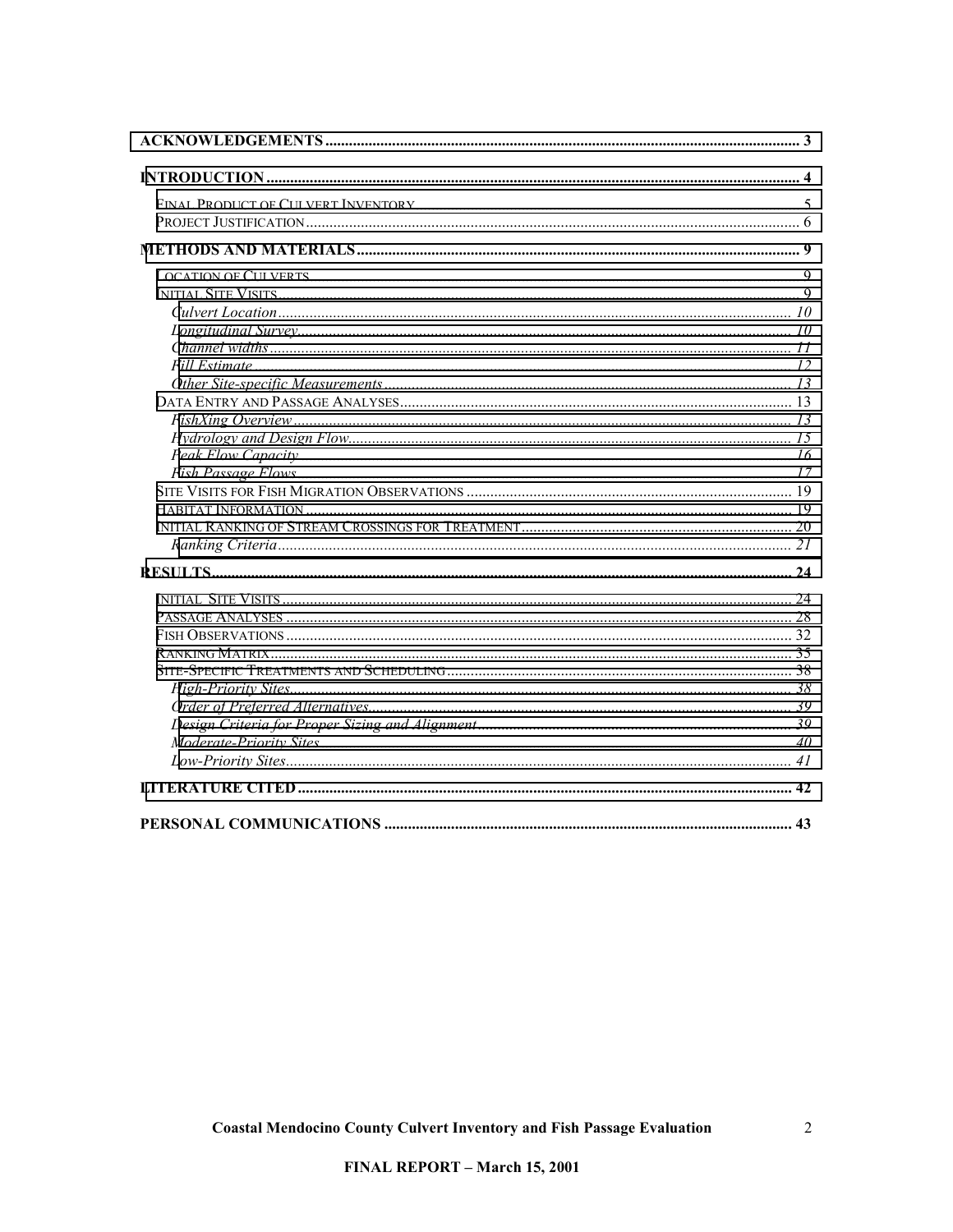ACKNOWLEDGEMENTS ........ 3

INTRODUCTION ........ 4

- Final Product of Culvert Inventory ........ 5
- Project Justification ........ 6

METHODS AND MATERIALS ........ 9

- Location of Culverts ........ 9
- Initial Site Visits ........ 9
  - *Culvert Location* ........ 10
  - *Longitudinal Survey* ........ 10
  - *Channel widths* ........ 11
  - *Fill Estimate* ........ 12
  - *Other Site-specific Measurements* ........ 13
- Data Entry and Passage Analyses ........ 13
  - *FishXing Overview* ........ 13
  - *Hydrology and Design Flow* ........ 15
  - *Peak Flow Capacity* ........ 16
  - *Fish Passage Flows* ........ 17
- Site Visits for Fish Migration Observations ........ 19
- Habitat Information ........ 19
- Initial Ranking of Stream Crossings for Treatment ........ 20
  - *Ranking Criteria* ........ 21

RESULTS ........ 24

- Initial Site Visits ........ 24
- Passage Analyses ........ 28
- Fish Observations ........ 32
- Ranking Matrix ........ 35
- Site-Specific Treatments and Scheduling ........ 38
  - *High-Priority Sites* ........ 38
  - *Order of Preferred Alternatives* ........ 39
  - *Design Criteria for Proper Sizing and Alignment* ........ 39
  - *Moderate-Priority Sites* ........ 40
  - *Low-Priority Sites* ........ 41

LITERATURE CITED ........ 42

PERSONAL COMMUNICATIONS ........ 43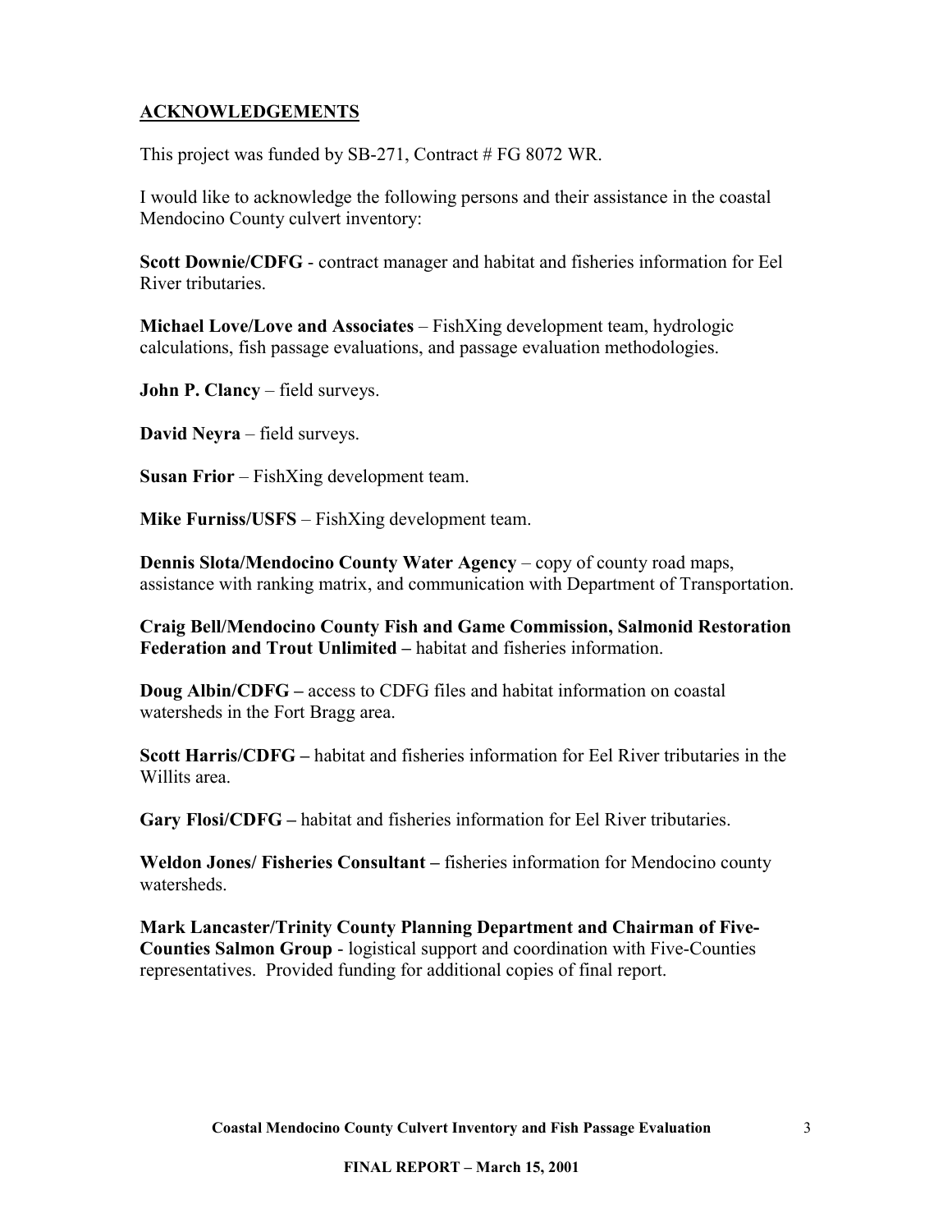## ACKNOWLEDGEMENTS

This project was funded by SB-271, Contract # FG 8072 WR.

I would like to acknowledge the following persons and their assistance in the coastal Mendocino County culvert inventory:

**Scott Downie/CDFG** - contract manager and habitat and fisheries information for Eel River tributaries.

**Michael Love/Love and Associates** – FishXing development team, hydrologic calculations, fish passage evaluations, and passage evaluation methodologies.

**John P. Clancy** – field surveys.

**David Neyra** – field surveys.

**Susan Frior** – FishXing development team.

**Mike Furniss/USFS** – FishXing development team.

**Dennis Slota/Mendocino County Water Agency** – copy of county road maps, assistance with ranking matrix, and communication with Department of Transportation.

**Craig Bell/Mendocino County Fish and Game Commission, Salmonid Restoration Federation and Trout Unlimited –** habitat and fisheries information.

**Doug Albin/CDFG –** access to CDFG files and habitat information on coastal watersheds in the Fort Bragg area.

**Scott Harris/CDFG –** habitat and fisheries information for Eel River tributaries in the Willits area.

**Gary Flosi/CDFG –** habitat and fisheries information for Eel River tributaries.

**Weldon Jones/ Fisheries Consultant –** fisheries information for Mendocino county watersheds.

**Mark Lancaster/Trinity County Planning Department and Chairman of Five-Counties Salmon Group** - logistical support and coordination with Five-Counties representatives. Provided funding for additional copies of final report.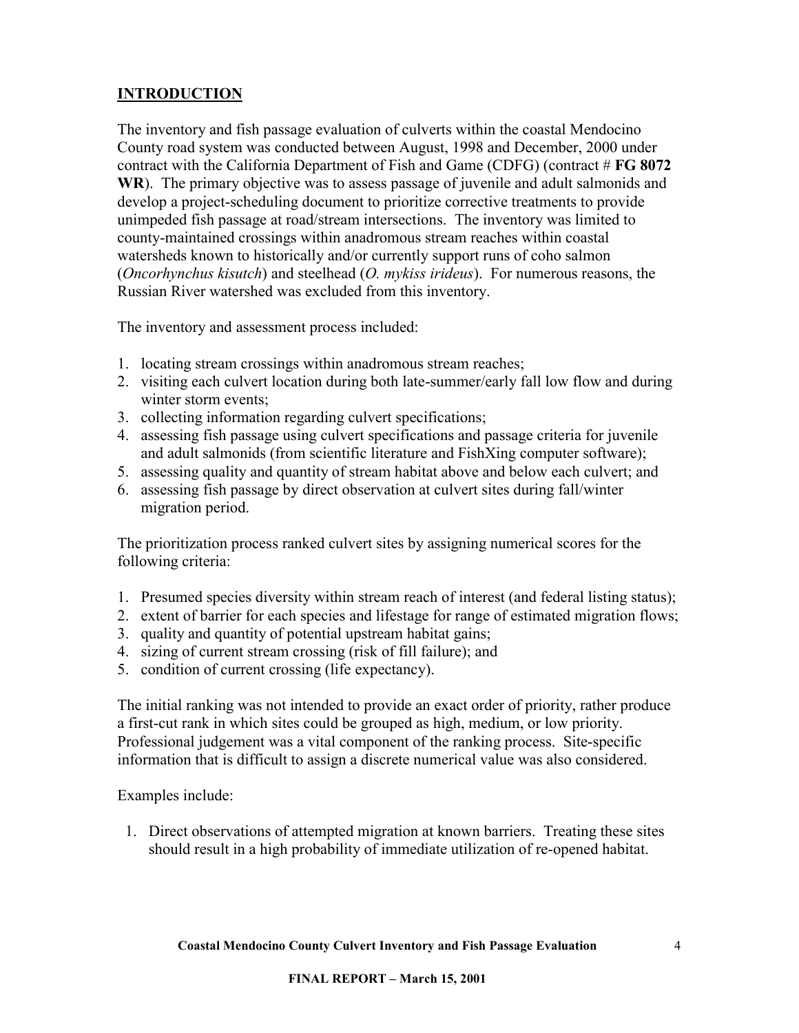## INTRODUCTION

The inventory and fish passage evaluation of culverts within the coastal Mendocino County road system was conducted between August, 1998 and December, 2000 under contract with the California Department of Fish and Game (CDFG) (contract # **FG 8072 WR**). The primary objective was to assess passage of juvenile and adult salmonids and develop a project-scheduling document to prioritize corrective treatments to provide unimpeded fish passage at road/stream intersections. The inventory was limited to county-maintained crossings within anadromous stream reaches within coastal watersheds known to historically and/or currently support runs of coho salmon (*Oncorhynchus kisutch*) and steelhead (*O. mykiss irideus*). For numerous reasons, the Russian River watershed was excluded from this inventory.

The inventory and assessment process included:

1. locating stream crossings within anadromous stream reaches;
2. visiting each culvert location during both late-summer/early fall low flow and during winter storm events;
3. collecting information regarding culvert specifications;
4. assessing fish passage using culvert specifications and passage criteria for juvenile and adult salmonids (from scientific literature and FishXing computer software);
5. assessing quality and quantity of stream habitat above and below each culvert; and
6. assessing fish passage by direct observation at culvert sites during fall/winter migration period.

The prioritization process ranked culvert sites by assigning numerical scores for the following criteria:

1. Presumed species diversity within stream reach of interest (and federal listing status);
2. extent of barrier for each species and lifestage for range of estimated migration flows;
3. quality and quantity of potential upstream habitat gains;
4. sizing of current stream crossing (risk of fill failure); and
5. condition of current crossing (life expectancy).

The initial ranking was not intended to provide an exact order of priority, rather produce a first-cut rank in which sites could be grouped as high, medium, or low priority. Professional judgement was a vital component of the ranking process. Site-specific information that is difficult to assign a discrete numerical value was also considered.

Examples include:

1. Direct observations of attempted migration at known barriers. Treating these sites should result in a high probability of immediate utilization of re-opened habitat.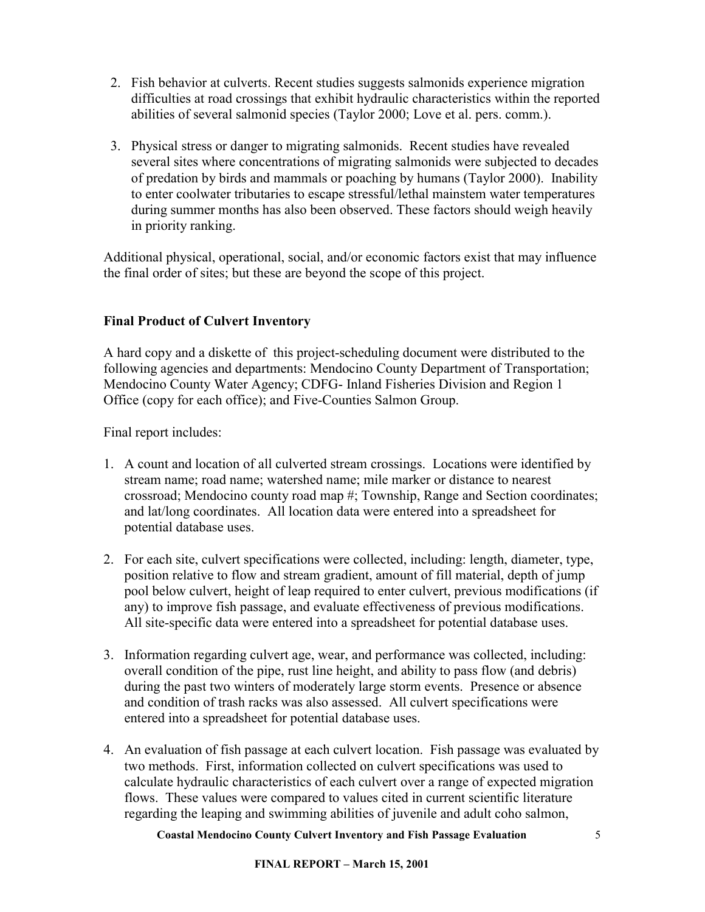2. Fish behavior at culverts. Recent studies suggests salmonids experience migration difficulties at road crossings that exhibit hydraulic characteristics within the reported abilities of several salmonid species (Taylor 2000; Love et al. pers. comm.).

3. Physical stress or danger to migrating salmonids. Recent studies have revealed several sites where concentrations of migrating salmonids were subjected to decades of predation by birds and mammals or poaching by humans (Taylor 2000). Inability to enter coolwater tributaries to escape stressful/lethal mainstem water temperatures during summer months has also been observed. These factors should weigh heavily in priority ranking.

Additional physical, operational, social, and/or economic factors exist that may influence the final order of sites; but these are beyond the scope of this project.

**Final Product of Culvert Inventory**

A hard copy and a diskette of this project-scheduling document were distributed to the following agencies and departments: Mendocino County Department of Transportation; Mendocino County Water Agency; CDFG- Inland Fisheries Division and Region 1 Office (copy for each office); and Five-Counties Salmon Group.

Final report includes:

1. A count and location of all culverted stream crossings. Locations were identified by stream name; road name; watershed name; mile marker or distance to nearest crossroad; Mendocino county road map #; Township, Range and Section coordinates; and lat/long coordinates. All location data were entered into a spreadsheet for potential database uses.

2. For each site, culvert specifications were collected, including: length, diameter, type, position relative to flow and stream gradient, amount of fill material, depth of jump pool below culvert, height of leap required to enter culvert, previous modifications (if any) to improve fish passage, and evaluate effectiveness of previous modifications. All site-specific data were entered into a spreadsheet for potential database uses.

3. Information regarding culvert age, wear, and performance was collected, including: overall condition of the pipe, rust line height, and ability to pass flow (and debris) during the past two winters of moderately large storm events. Presence or absence and condition of trash racks was also assessed. All culvert specifications were entered into a spreadsheet for potential database uses.

4. An evaluation of fish passage at each culvert location. Fish passage was evaluated by two methods. First, information collected on culvert specifications was used to calculate hydraulic characteristics of each culvert over a range of expected migration flows. These values were compared to values cited in current scientific literature regarding the leaping and swimming abilities of juvenile and adult coho salmon,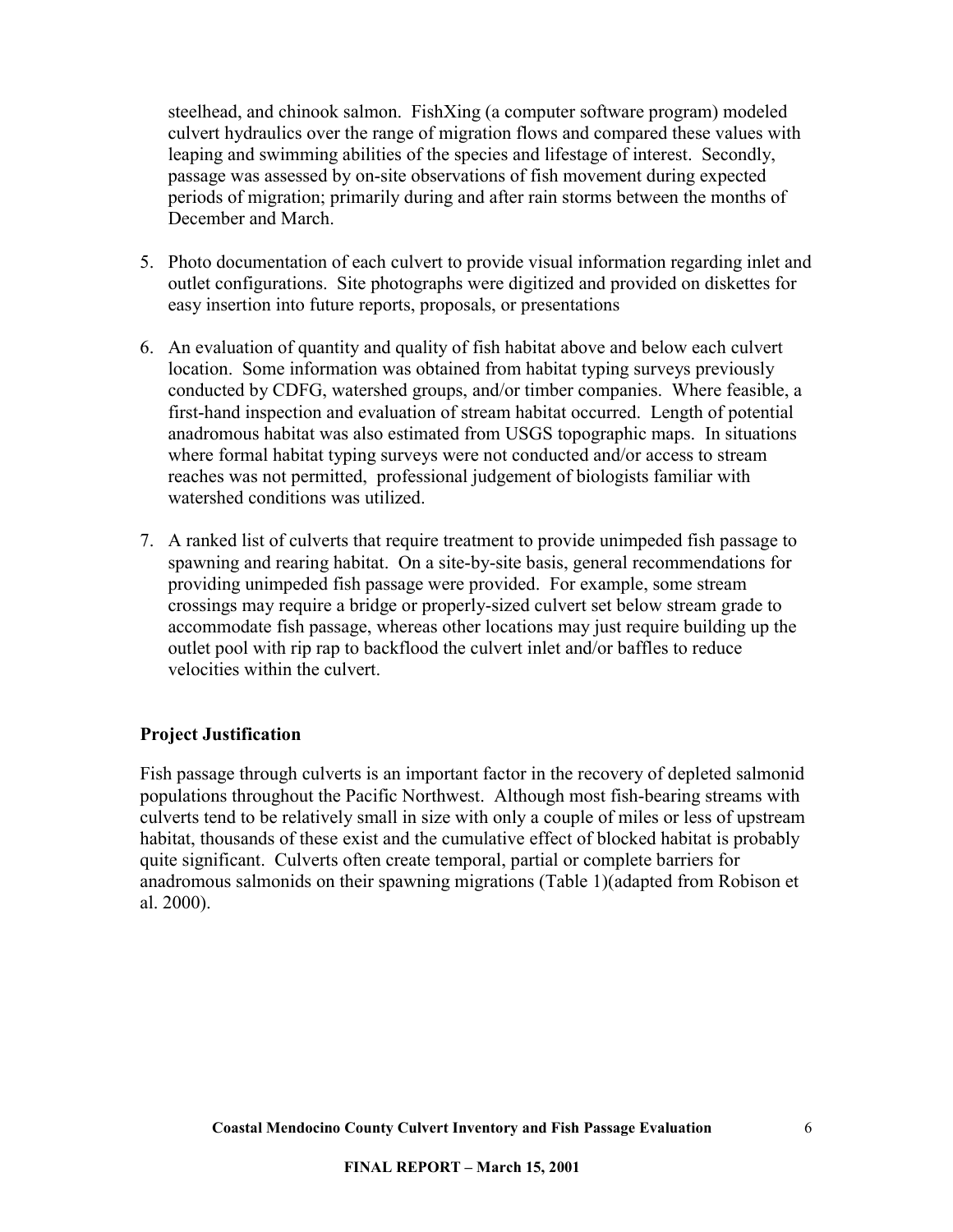steelhead, and chinook salmon. FishXing (a computer software program) modeled culvert hydraulics over the range of migration flows and compared these values with leaping and swimming abilities of the species and lifestage of interest. Secondly, passage was assessed by on-site observations of fish movement during expected periods of migration; primarily during and after rain storms between the months of December and March.

5. Photo documentation of each culvert to provide visual information regarding inlet and outlet configurations. Site photographs were digitized and provided on diskettes for easy insertion into future reports, proposals, or presentations

6. An evaluation of quantity and quality of fish habitat above and below each culvert location. Some information was obtained from habitat typing surveys previously conducted by CDFG, watershed groups, and/or timber companies. Where feasible, a first-hand inspection and evaluation of stream habitat occurred. Length of potential anadromous habitat was also estimated from USGS topographic maps. In situations where formal habitat typing surveys were not conducted and/or access to stream reaches was not permitted, professional judgement of biologists familiar with watershed conditions was utilized.

7. A ranked list of culverts that require treatment to provide unimpeded fish passage to spawning and rearing habitat. On a site-by-site basis, general recommendations for providing unimpeded fish passage were provided. For example, some stream crossings may require a bridge or properly-sized culvert set below stream grade to accommodate fish passage, whereas other locations may just require building up the outlet pool with rip rap to backflood the culvert inlet and/or baffles to reduce velocities within the culvert.

### Project Justification

Fish passage through culverts is an important factor in the recovery of depleted salmonid populations throughout the Pacific Northwest. Although most fish-bearing streams with culverts tend to be relatively small in size with only a couple of miles or less of upstream habitat, thousands of these exist and the cumulative effect of blocked habitat is probably quite significant. Culverts often create temporal, partial or complete barriers for anadromous salmonids on their spawning migrations (Table 1)(adapted from Robison et al. 2000).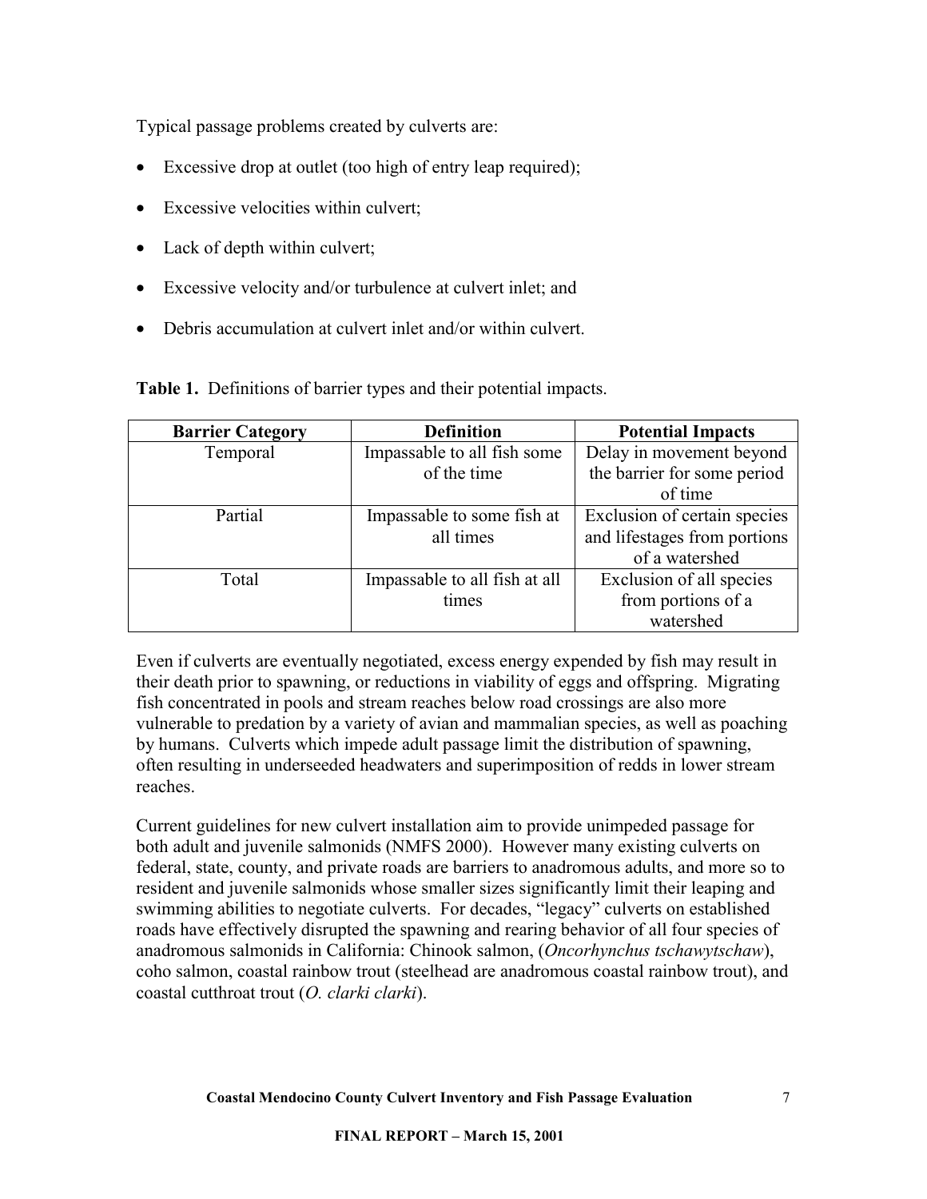Typical passage problems created by culverts are:

- Excessive drop at outlet (too high of entry leap required);
- Excessive velocities within culvert;
- Lack of depth within culvert;
- Excessive velocity and/or turbulence at culvert inlet; and
- Debris accumulation at culvert inlet and/or within culvert.

**Table 1.** Definitions of barrier types and their potential impacts.

| Barrier Category | Definition | Potential Impacts |
| --- | --- | --- |
| Temporal | Impassable to all fish some of the time | Delay in movement beyond the barrier for some period of time |
| Partial | Impassable to some fish at all times | Exclusion of certain species and lifestages from portions of a watershed |
| Total | Impassable to all fish at all times | Exclusion of all species from portions of a watershed |

Even if culverts are eventually negotiated, excess energy expended by fish may result in their death prior to spawning, or reductions in viability of eggs and offspring. Migrating fish concentrated in pools and stream reaches below road crossings are also more vulnerable to predation by a variety of avian and mammalian species, as well as poaching by humans. Culverts which impede adult passage limit the distribution of spawning, often resulting in underseeded headwaters and superimposition of redds in lower stream reaches.

Current guidelines for new culvert installation aim to provide unimpeded passage for both adult and juvenile salmonids (NMFS 2000). However many existing culverts on federal, state, county, and private roads are barriers to anadromous adults, and more so to resident and juvenile salmonids whose smaller sizes significantly limit their leaping and swimming abilities to negotiate culverts. For decades, "legacy" culverts on established roads have effectively disrupted the spawning and rearing behavior of all four species of anadromous salmonids in California: Chinook salmon, (*Oncorhynchus tschawytschaw*), coho salmon, coastal rainbow trout (steelhead are anadromous coastal rainbow trout), and coastal cutthroat trout (*O. clarki clarki*).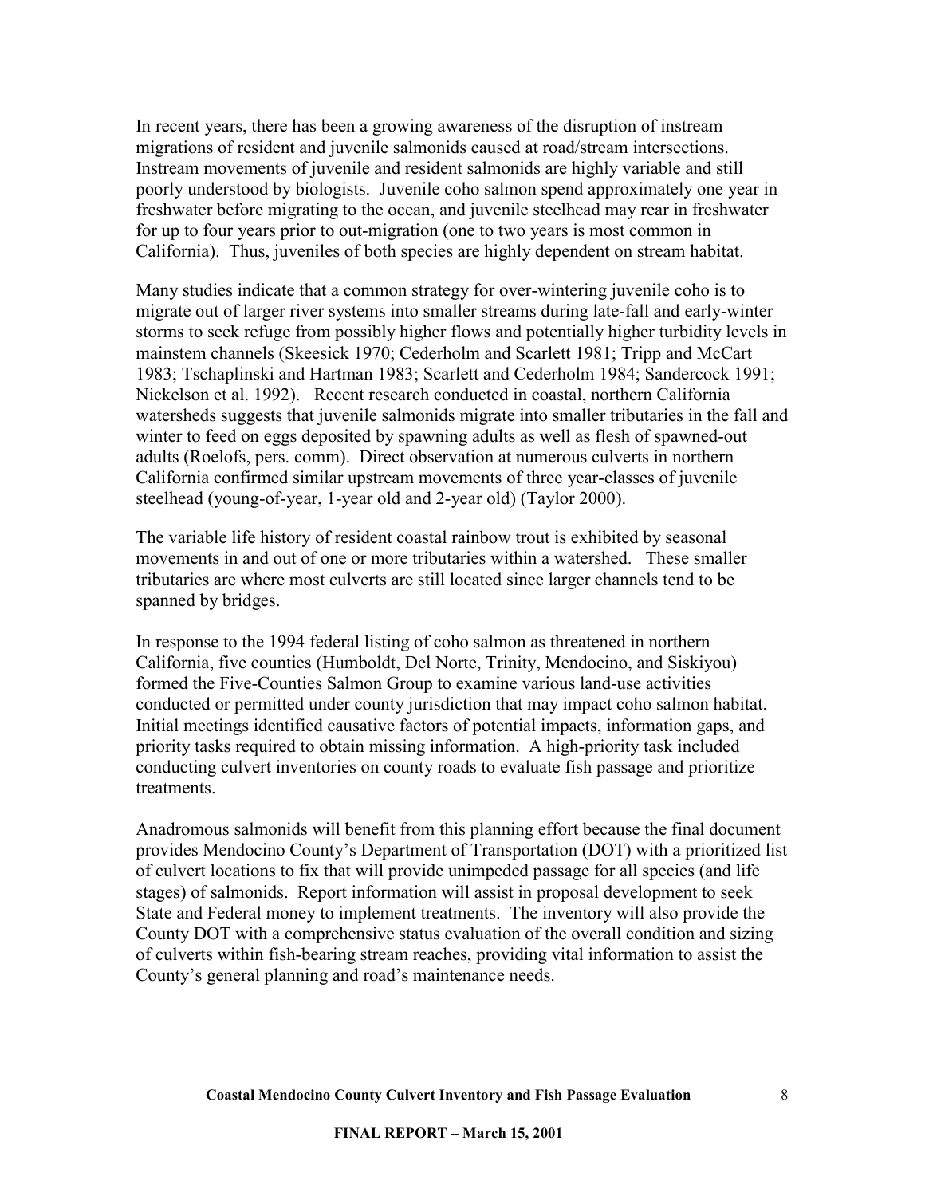In recent years, there has been a growing awareness of the disruption of instream migrations of resident and juvenile salmonids caused at road/stream intersections. Instream movements of juvenile and resident salmonids are highly variable and still poorly understood by biologists. Juvenile coho salmon spend approximately one year in freshwater before migrating to the ocean, and juvenile steelhead may rear in freshwater for up to four years prior to out-migration (one to two years is most common in California). Thus, juveniles of both species are highly dependent on stream habitat.

Many studies indicate that a common strategy for over-wintering juvenile coho is to migrate out of larger river systems into smaller streams during late-fall and early-winter storms to seek refuge from possibly higher flows and potentially higher turbidity levels in mainstem channels (Skeesick 1970; Cederholm and Scarlett 1981; Tripp and McCart 1983; Tschaplinski and Hartman 1983; Scarlett and Cederholm 1984; Sandercock 1991; Nickelson et al. 1992). Recent research conducted in coastal, northern California watersheds suggests that juvenile salmonids migrate into smaller tributaries in the fall and winter to feed on eggs deposited by spawning adults as well as flesh of spawned-out adults (Roelofs, pers. comm). Direct observation at numerous culverts in northern California confirmed similar upstream movements of three year-classes of juvenile steelhead (young-of-year, 1-year old and 2-year old) (Taylor 2000).

The variable life history of resident coastal rainbow trout is exhibited by seasonal movements in and out of one or more tributaries within a watershed. These smaller tributaries are where most culverts are still located since larger channels tend to be spanned by bridges.

In response to the 1994 federal listing of coho salmon as threatened in northern California, five counties (Humboldt, Del Norte, Trinity, Mendocino, and Siskiyou) formed the Five-Counties Salmon Group to examine various land-use activities conducted or permitted under county jurisdiction that may impact coho salmon habitat. Initial meetings identified causative factors of potential impacts, information gaps, and priority tasks required to obtain missing information. A high-priority task included conducting culvert inventories on county roads to evaluate fish passage and prioritize treatments.

Anadromous salmonids will benefit from this planning effort because the final document provides Mendocino County's Department of Transportation (DOT) with a prioritized list of culvert locations to fix that will provide unimpeded passage for all species (and life stages) of salmonids. Report information will assist in proposal development to seek State and Federal money to implement treatments. The inventory will also provide the County DOT with a comprehensive status evaluation of the overall condition and sizing of culverts within fish-bearing stream reaches, providing vital information to assist the County's general planning and road's maintenance needs.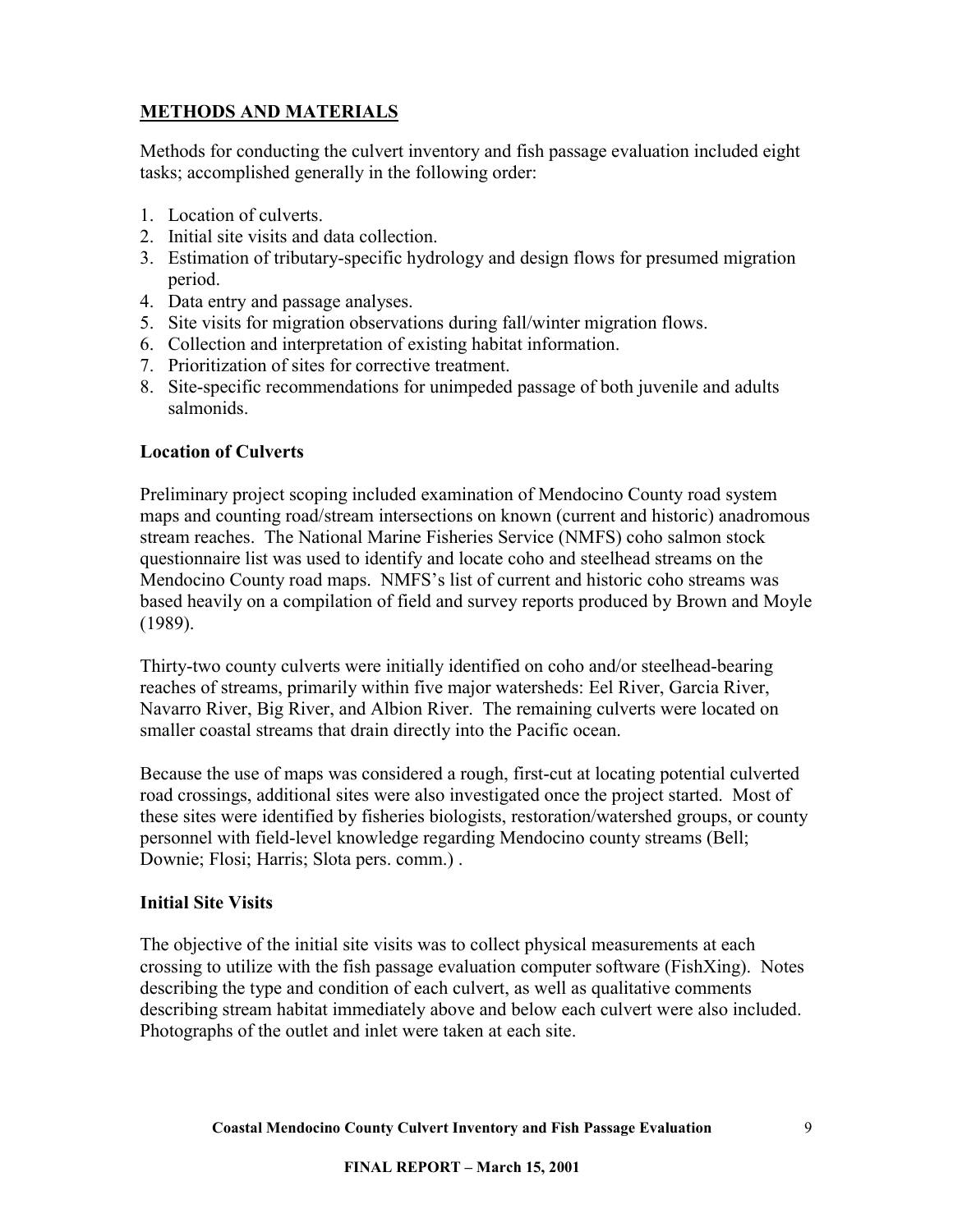## METHODS AND MATERIALS

Methods for conducting the culvert inventory and fish passage evaluation included eight tasks; accomplished generally in the following order:

1. Location of culverts.
2. Initial site visits and data collection.
3. Estimation of tributary-specific hydrology and design flows for presumed migration period.
4. Data entry and passage analyses.
5. Site visits for migration observations during fall/winter migration flows.
6. Collection and interpretation of existing habitat information.
7. Prioritization of sites for corrective treatment.
8. Site-specific recommendations for unimpeded passage of both juvenile and adults salmonids.

### Location of Culverts

Preliminary project scoping included examination of Mendocino County road system maps and counting road/stream intersections on known (current and historic) anadromous stream reaches. The National Marine Fisheries Service (NMFS) coho salmon stock questionnaire list was used to identify and locate coho and steelhead streams on the Mendocino County road maps. NMFS's list of current and historic coho streams was based heavily on a compilation of field and survey reports produced by Brown and Moyle (1989).

Thirty-two county culverts were initially identified on coho and/or steelhead-bearing reaches of streams, primarily within five major watersheds: Eel River, Garcia River, Navarro River, Big River, and Albion River. The remaining culverts were located on smaller coastal streams that drain directly into the Pacific ocean.

Because the use of maps was considered a rough, first-cut at locating potential culverted road crossings, additional sites were also investigated once the project started. Most of these sites were identified by fisheries biologists, restoration/watershed groups, or county personnel with field-level knowledge regarding Mendocino county streams (Bell; Downie; Flosi; Harris; Slota pers. comm.) .

### Initial Site Visits

The objective of the initial site visits was to collect physical measurements at each crossing to utilize with the fish passage evaluation computer software (FishXing). Notes describing the type and condition of each culvert, as well as qualitative comments describing stream habitat immediately above and below each culvert were also included. Photographs of the outlet and inlet were taken at each site.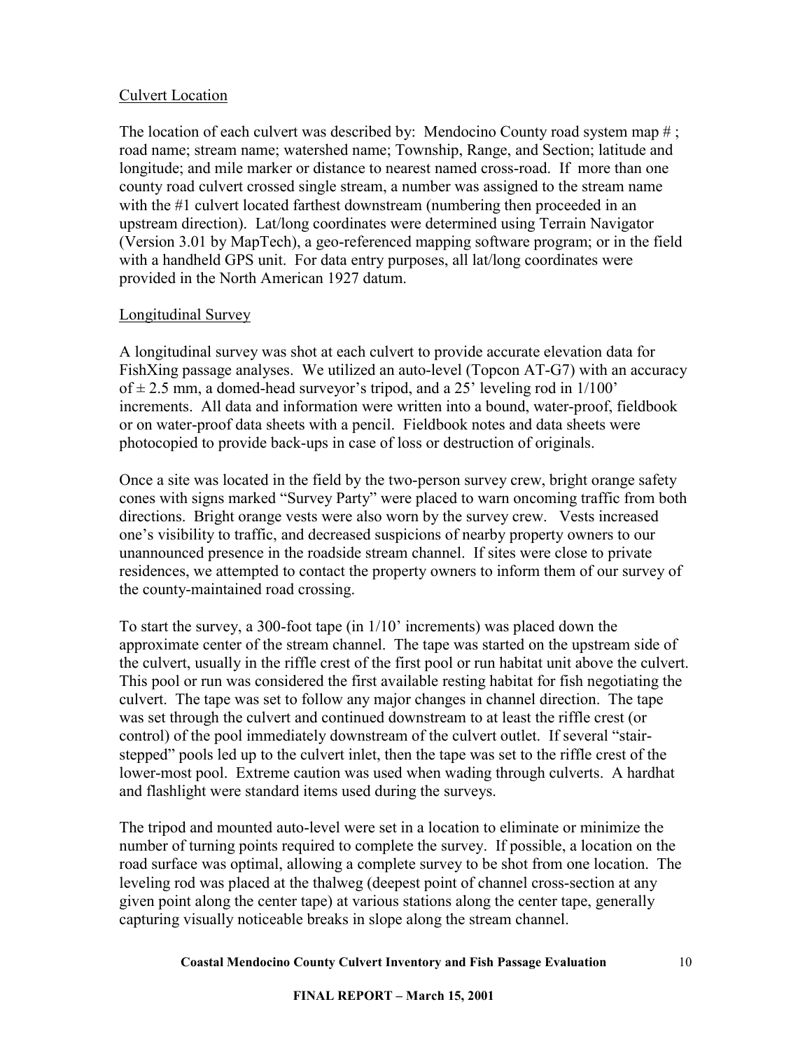## Culvert Location

The location of each culvert was described by: Mendocino County road system map # ; road name; stream name; watershed name; Township, Range, and Section; latitude and longitude; and mile marker or distance to nearest named cross-road. If more than one county road culvert crossed single stream, a number was assigned to the stream name with the #1 culvert located farthest downstream (numbering then proceeded in an upstream direction). Lat/long coordinates were determined using Terrain Navigator (Version 3.01 by MapTech), a geo-referenced mapping software program; or in the field with a handheld GPS unit. For data entry purposes, all lat/long coordinates were provided in the North American 1927 datum.

## Longitudinal Survey

A longitudinal survey was shot at each culvert to provide accurate elevation data for FishXing passage analyses. We utilized an auto-level (Topcon AT-G7) with an accuracy of ± 2.5 mm, a domed-head surveyor's tripod, and a 25' leveling rod in 1/100' increments. All data and information were written into a bound, water-proof, fieldbook or on water-proof data sheets with a pencil. Fieldbook notes and data sheets were photocopied to provide back-ups in case of loss or destruction of originals.

Once a site was located in the field by the two-person survey crew, bright orange safety cones with signs marked "Survey Party" were placed to warn oncoming traffic from both directions. Bright orange vests were also worn by the survey crew. Vests increased one's visibility to traffic, and decreased suspicions of nearby property owners to our unannounced presence in the roadside stream channel. If sites were close to private residences, we attempted to contact the property owners to inform them of our survey of the county-maintained road crossing.

To start the survey, a 300-foot tape (in 1/10' increments) was placed down the approximate center of the stream channel. The tape was started on the upstream side of the culvert, usually in the riffle crest of the first pool or run habitat unit above the culvert. This pool or run was considered the first available resting habitat for fish negotiating the culvert. The tape was set to follow any major changes in channel direction. The tape was set through the culvert and continued downstream to at least the riffle crest (or control) of the pool immediately downstream of the culvert outlet. If several "stair-stepped" pools led up to the culvert inlet, then the tape was set to the riffle crest of the lower-most pool. Extreme caution was used when wading through culverts. A hardhat and flashlight were standard items used during the surveys.

The tripod and mounted auto-level were set in a location to eliminate or minimize the number of turning points required to complete the survey. If possible, a location on the road surface was optimal, allowing a complete survey to be shot from one location. The leveling rod was placed at the thalweg (deepest point of channel cross-section at any given point along the center tape) at various stations along the center tape, generally capturing visually noticeable breaks in slope along the stream channel.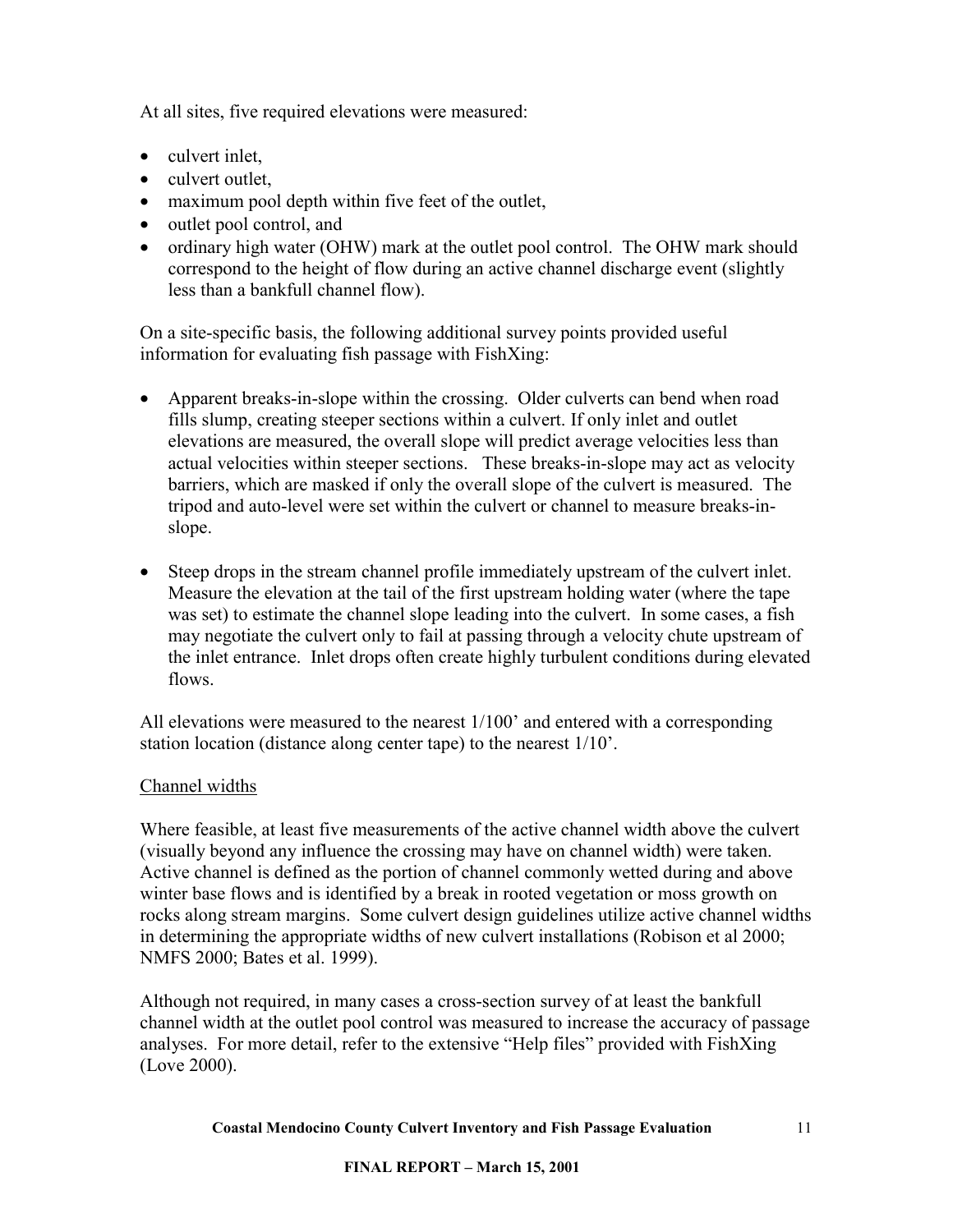At all sites, five required elevations were measured:

- culvert inlet,
- culvert outlet,
- maximum pool depth within five feet of the outlet,
- outlet pool control, and
- ordinary high water (OHW) mark at the outlet pool control. The OHW mark should correspond to the height of flow during an active channel discharge event (slightly less than a bankfull channel flow).

On a site-specific basis, the following additional survey points provided useful information for evaluating fish passage with FishXing:

- Apparent breaks-in-slope within the crossing. Older culverts can bend when road fills slump, creating steeper sections within a culvert. If only inlet and outlet elevations are measured, the overall slope will predict average velocities less than actual velocities within steeper sections. These breaks-in-slope may act as velocity barriers, which are masked if only the overall slope of the culvert is measured. The tripod and auto-level were set within the culvert or channel to measure breaks-in-slope.

- Steep drops in the stream channel profile immediately upstream of the culvert inlet. Measure the elevation at the tail of the first upstream holding water (where the tape was set) to estimate the channel slope leading into the culvert. In some cases, a fish may negotiate the culvert only to fail at passing through a velocity chute upstream of the inlet entrance. Inlet drops often create highly turbulent conditions during elevated flows.

All elevations were measured to the nearest 1/100' and entered with a corresponding station location (distance along center tape) to the nearest 1/10'.

Channel widths

Where feasible, at least five measurements of the active channel width above the culvert (visually beyond any influence the crossing may have on channel width) were taken. Active channel is defined as the portion of channel commonly wetted during and above winter base flows and is identified by a break in rooted vegetation or moss growth on rocks along stream margins. Some culvert design guidelines utilize active channel widths in determining the appropriate widths of new culvert installations (Robison et al 2000; NMFS 2000; Bates et al. 1999).

Although not required, in many cases a cross-section survey of at least the bankfull channel width at the outlet pool control was measured to increase the accuracy of passage analyses. For more detail, refer to the extensive "Help files" provided with FishXing (Love 2000).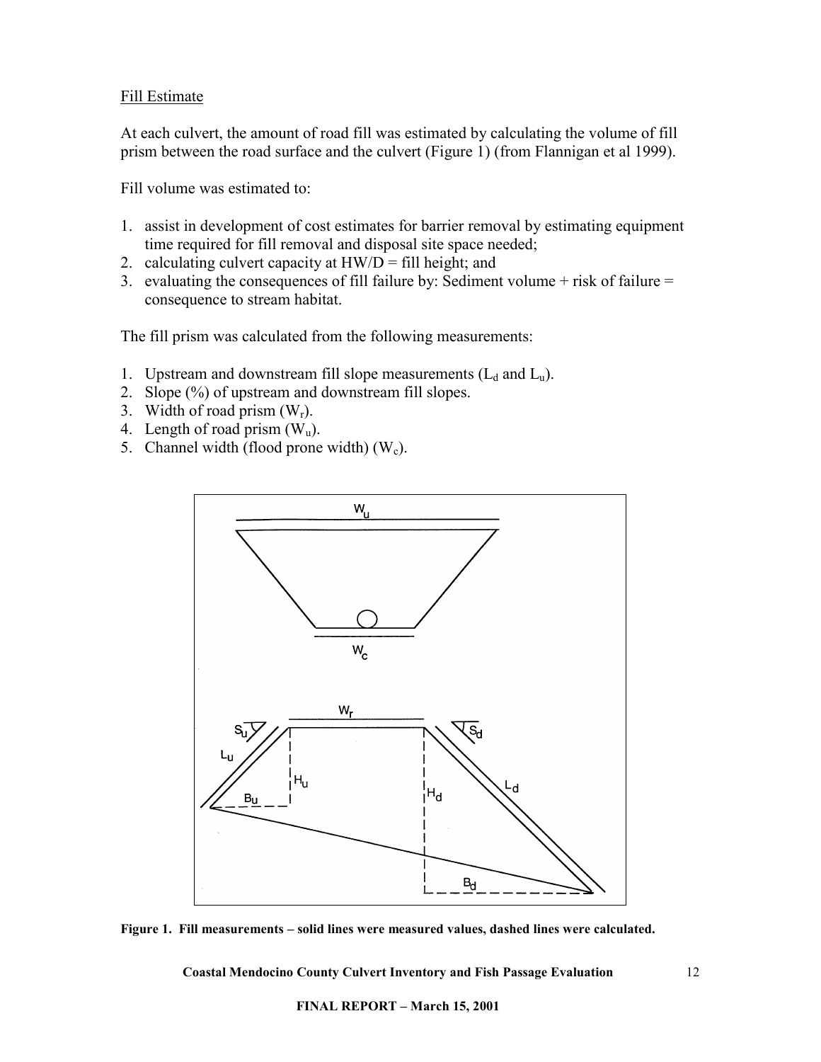Fill Estimate

At each culvert, the amount of road fill was estimated by calculating the volume of fill prism between the road surface and the culvert (Figure 1) (from Flannigan et al 1999).

Fill volume was estimated to:

1. assist in development of cost estimates for barrier removal by estimating equipment time required for fill removal and disposal site space needed;
2. calculating culvert capacity at HW/D = fill height; and
3. evaluating the consequences of fill failure by: Sediment volume + risk of failure = consequence to stream habitat.

The fill prism was calculated from the following measurements:

1. Upstream and downstream fill slope measurements ($L_d$ and $L_u$).
2. Slope (%) of upstream and downstream fill slopes.
3. Width of road prism ($W_r$).
4. Length of road prism ($W_u$).
5. Channel width (flood prone width) ($W_c$).

**Figure 1. Fill measurements – solid lines were measured values, dashed lines were calculated.**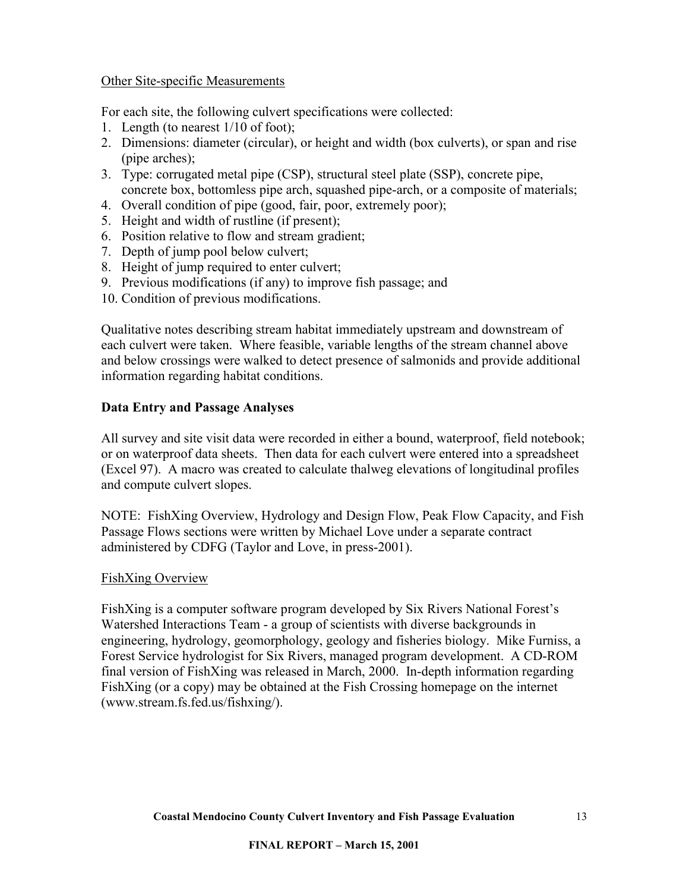<u>Other Site-specific Measurements</u>

For each site, the following culvert specifications were collected:

1. Length (to nearest 1/10 of foot);
2. Dimensions: diameter (circular), or height and width (box culverts), or span and rise (pipe arches);
3. Type: corrugated metal pipe (CSP), structural steel plate (SSP), concrete pipe, concrete box, bottomless pipe arch, squashed pipe-arch, or a composite of materials;
4. Overall condition of pipe (good, fair, poor, extremely poor);
5. Height and width of rustline (if present);
6. Position relative to flow and stream gradient;
7. Depth of jump pool below culvert;
8. Height of jump required to enter culvert;
9. Previous modifications (if any) to improve fish passage; and
10. Condition of previous modifications.

Qualitative notes describing stream habitat immediately upstream and downstream of each culvert were taken. Where feasible, variable lengths of the stream channel above and below crossings were walked to detect presence of salmonids and provide additional information regarding habitat conditions.

**Data Entry and Passage Analyses**

All survey and site visit data were recorded in either a bound, waterproof, field notebook; or on waterproof data sheets. Then data for each culvert were entered into a spreadsheet (Excel 97). A macro was created to calculate thalweg elevations of longitudinal profiles and compute culvert slopes.

NOTE: FishXing Overview, Hydrology and Design Flow, Peak Flow Capacity, and Fish Passage Flows sections were written by Michael Love under a separate contract administered by CDFG (Taylor and Love, in press-2001).

<u>FishXing Overview</u>

FishXing is a computer software program developed by Six Rivers National Forest's Watershed Interactions Team - a group of scientists with diverse backgrounds in engineering, hydrology, geomorphology, geology and fisheries biology. Mike Furniss, a Forest Service hydrologist for Six Rivers, managed program development. A CD-ROM final version of FishXing was released in March, 2000. In-depth information regarding FishXing (or a copy) may be obtained at the Fish Crossing homepage on the internet (www.stream.fs.fed.us/fishxing/).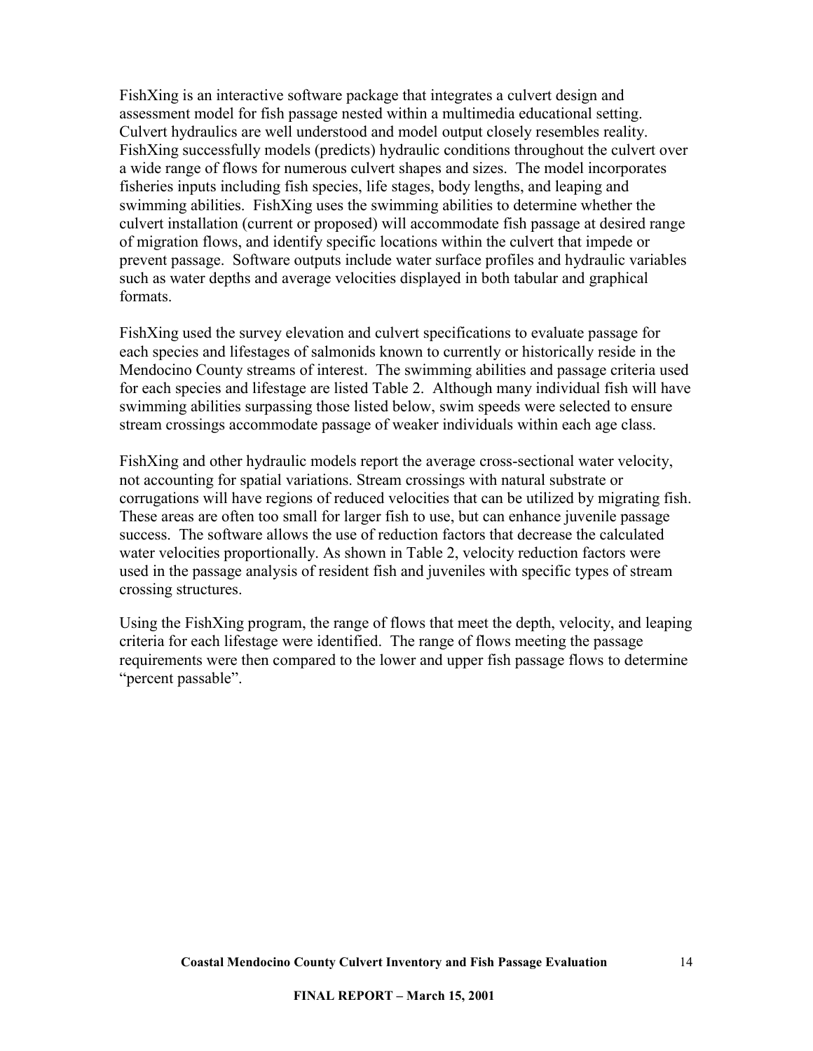FishXing is an interactive software package that integrates a culvert design and assessment model for fish passage nested within a multimedia educational setting. Culvert hydraulics are well understood and model output closely resembles reality. FishXing successfully models (predicts) hydraulic conditions throughout the culvert over a wide range of flows for numerous culvert shapes and sizes. The model incorporates fisheries inputs including fish species, life stages, body lengths, and leaping and swimming abilities. FishXing uses the swimming abilities to determine whether the culvert installation (current or proposed) will accommodate fish passage at desired range of migration flows, and identify specific locations within the culvert that impede or prevent passage. Software outputs include water surface profiles and hydraulic variables such as water depths and average velocities displayed in both tabular and graphical formats.

FishXing used the survey elevation and culvert specifications to evaluate passage for each species and lifestages of salmonids known to currently or historically reside in the Mendocino County streams of interest. The swimming abilities and passage criteria used for each species and lifestage are listed Table 2. Although many individual fish will have swimming abilities surpassing those listed below, swim speeds were selected to ensure stream crossings accommodate passage of weaker individuals within each age class.

FishXing and other hydraulic models report the average cross-sectional water velocity, not accounting for spatial variations. Stream crossings with natural substrate or corrugations will have regions of reduced velocities that can be utilized by migrating fish. These areas are often too small for larger fish to use, but can enhance juvenile passage success. The software allows the use of reduction factors that decrease the calculated water velocities proportionally. As shown in Table 2, velocity reduction factors were used in the passage analysis of resident fish and juveniles with specific types of stream crossing structures.

Using the FishXing program, the range of flows that meet the depth, velocity, and leaping criteria for each lifestage were identified. The range of flows meeting the passage requirements were then compared to the lower and upper fish passage flows to determine "percent passable".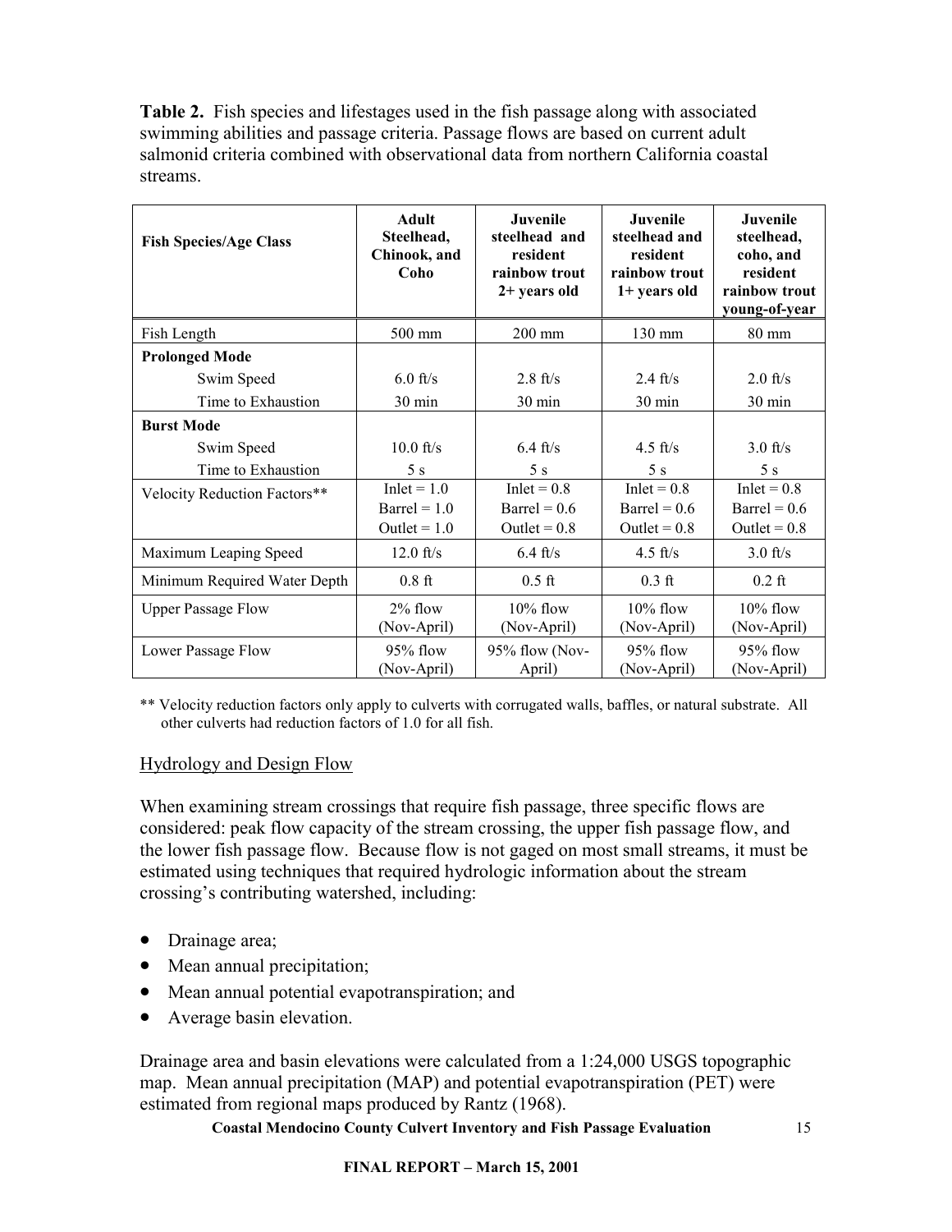**Table 2.** Fish species and lifestages used in the fish passage along with associated swimming abilities and passage criteria. Passage flows are based on current adult salmonid criteria combined with observational data from northern California coastal streams.

| Fish Species/Age Class | Adult Steelhead, Chinook, and Coho | Juvenile steelhead and resident rainbow trout 2+ years old | Juvenile steelhead and resident rainbow trout 1+ years old | Juvenile steelhead, coho, and resident rainbow trout young-of-year |
|---|---|---|---|---|
| Fish Length | 500 mm | 200 mm | 130 mm | 80 mm |
| **Prolonged Mode** | | | | |
| Swim Speed | 6.0 ft/s | 2.8 ft/s | 2.4 ft/s | 2.0 ft/s |
| Time to Exhaustion | 30 min | 30 min | 30 min | 30 min |
| **Burst Mode** | | | | |
| Swim Speed | 10.0 ft/s | 6.4 ft/s | 4.5 ft/s | 3.0 ft/s |
| Time to Exhaustion | 5 s | 5 s | 5 s | 5 s |
| Velocity Reduction Factors** | Inlet = 1.0<br>Barrel = 1.0<br>Outlet = 1.0 | Inlet = 0.8<br>Barrel = 0.6<br>Outlet = 0.8 | Inlet = 0.8<br>Barrel = 0.6<br>Outlet = 0.8 | Inlet = 0.8<br>Barrel = 0.6<br>Outlet = 0.8 |
| Maximum Leaping Speed | 12.0 ft/s | 6.4 ft/s | 4.5 ft/s | 3.0 ft/s |
| Minimum Required Water Depth | 0.8 ft | 0.5 ft | 0.3 ft | 0.2 ft |
| Upper Passage Flow | 2% flow (Nov-April) | 10% flow (Nov-April) | 10% flow (Nov-April) | 10% flow (Nov-April) |
| Lower Passage Flow | 95% flow (Nov-April) | 95% flow (Nov-April) | 95% flow (Nov-April) | 95% flow (Nov-April) |

** Velocity reduction factors only apply to culverts with corrugated walls, baffles, or natural substrate. All other culverts had reduction factors of 1.0 for all fish.

## Hydrology and Design Flow

When examining stream crossings that require fish passage, three specific flows are considered: peak flow capacity of the stream crossing, the upper fish passage flow, and the lower fish passage flow. Because flow is not gaged on most small streams, it must be estimated using techniques that required hydrologic information about the stream crossing's contributing watershed, including:

- Drainage area;
- Mean annual precipitation;
- Mean annual potential evapotranspiration; and
- Average basin elevation.

Drainage area and basin elevations were calculated from a 1:24,000 USGS topographic map. Mean annual precipitation (MAP) and potential evapotranspiration (PET) were estimated from regional maps produced by Rantz (1968).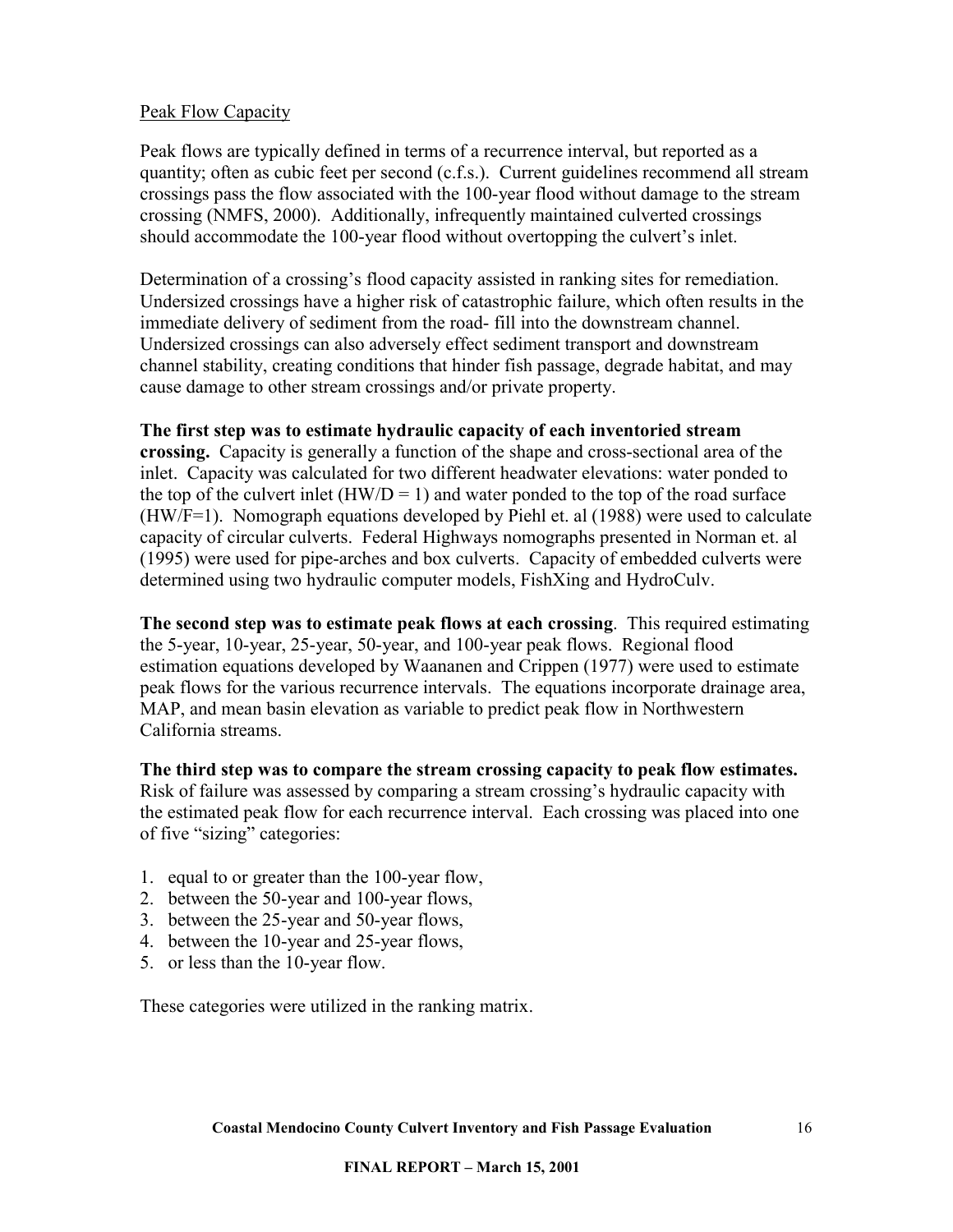Peak Flow Capacity

Peak flows are typically defined in terms of a recurrence interval, but reported as a quantity; often as cubic feet per second (c.f.s.). Current guidelines recommend all stream crossings pass the flow associated with the 100-year flood without damage to the stream crossing (NMFS, 2000). Additionally, infrequently maintained culverted crossings should accommodate the 100-year flood without overtopping the culvert's inlet.

Determination of a crossing's flood capacity assisted in ranking sites for remediation. Undersized crossings have a higher risk of catastrophic failure, which often results in the immediate delivery of sediment from the road- fill into the downstream channel. Undersized crossings can also adversely effect sediment transport and downstream channel stability, creating conditions that hinder fish passage, degrade habitat, and may cause damage to other stream crossings and/or private property.

**The first step was to estimate hydraulic capacity of each inventoried stream crossing.** Capacity is generally a function of the shape and cross-sectional area of the inlet. Capacity was calculated for two different headwater elevations: water ponded to the top of the culvert inlet ($HW/D = 1$) and water ponded to the top of the road surface ($HW/F=1$). Nomograph equations developed by Piehl et. al (1988) were used to calculate capacity of circular culverts. Federal Highways nomographs presented in Norman et. al (1995) were used for pipe-arches and box culverts. Capacity of embedded culverts were determined using two hydraulic computer models, FishXing and HydroCulv.

**The second step was to estimate peak flows at each crossing**. This required estimating the 5-year, 10-year, 25-year, 50-year, and 100-year peak flows. Regional flood estimation equations developed by Waananen and Crippen (1977) were used to estimate peak flows for the various recurrence intervals. The equations incorporate drainage area, MAP, and mean basin elevation as variable to predict peak flow in Northwestern California streams.

**The third step was to compare the stream crossing capacity to peak flow estimates.** Risk of failure was assessed by comparing a stream crossing's hydraulic capacity with the estimated peak flow for each recurrence interval. Each crossing was placed into one of five "sizing" categories:

1. equal to or greater than the 100-year flow,
2. between the 50-year and 100-year flows,
3. between the 25-year and 50-year flows,
4. between the 10-year and 25-year flows,
5. or less than the 10-year flow.

These categories were utilized in the ranking matrix.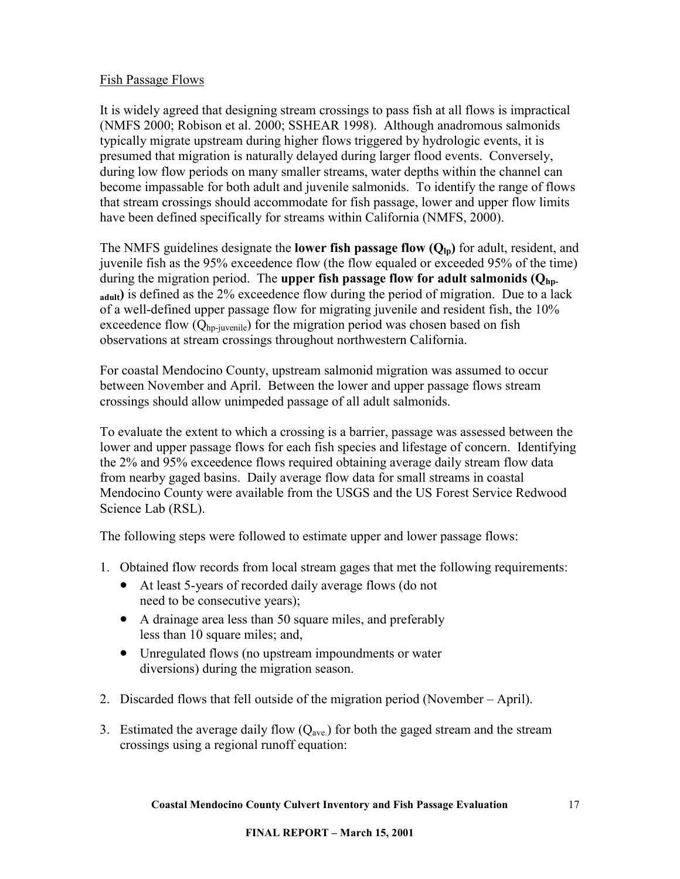Fish Passage Flows

It is widely agreed that designing stream crossings to pass fish at all flows is impractical (NMFS 2000; Robison et al. 2000; SSHEAR 1998). Although anadromous salmonids typically migrate upstream during higher flows triggered by hydrologic events, it is presumed that migration is naturally delayed during larger flood events. Conversely, during low flow periods on many smaller streams, water depths within the channel can become impassable for both adult and juvenile salmonids. To identify the range of flows that stream crossings should accommodate for fish passage, lower and upper flow limits have been defined specifically for streams within California (NMFS, 2000).

The NMFS guidelines designate the **lower fish passage flow ($Q_{lp}$)** for adult, resident, and juvenile fish as the 95% exceedence flow (the flow equaled or exceeded 95% of the time) during the migration period. The **upper fish passage flow for adult salmonids ($Q_{hp\text{-}adult}$)** is defined as the 2% exceedence flow during the period of migration. Due to a lack of a well-defined upper passage flow for migrating juvenile and resident fish, the 10% exceedence flow ($Q_{hp\text{-}juvenile}$) for the migration period was chosen based on fish observations at stream crossings throughout northwestern California.

For coastal Mendocino County, upstream salmonid migration was assumed to occur between November and April. Between the lower and upper passage flows stream crossings should allow unimpeded passage of all adult salmonids.

To evaluate the extent to which a crossing is a barrier, passage was assessed between the lower and upper passage flows for each fish species and lifestage of concern. Identifying the 2% and 95% exceedence flows required obtaining average daily stream flow data from nearby gaged basins. Daily average flow data for small streams in coastal Mendocino County were available from the USGS and the US Forest Service Redwood Science Lab (RSL).

The following steps were followed to estimate upper and lower passage flows:

1. Obtained flow records from local stream gages that met the following requirements:
   - At least 5-years of recorded daily average flows (do not need to be consecutive years);
   - A drainage area less than 50 square miles, and preferably less than 10 square miles; and,
   - Unregulated flows (no upstream impoundments or water diversions) during the migration season.
2. Discarded flows that fell outside of the migration period (November – April).
3. Estimated the average daily flow ($Q_{ave.}$) for both the gaged stream and the stream crossings using a regional runoff equation: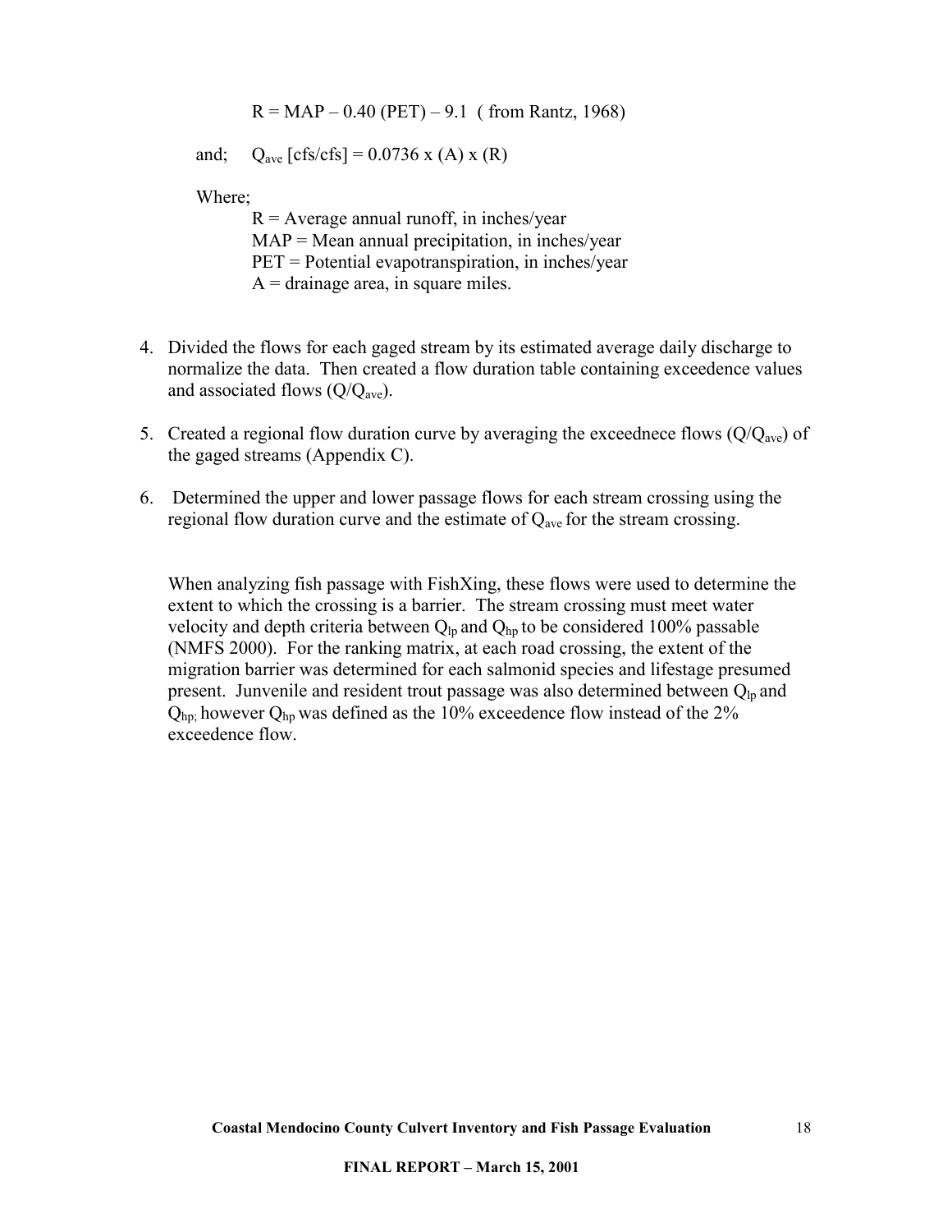$R = MAP – 0.40 (PET) – 9.1$ ( from Rantz, 1968)

and; $Q_{ave}$ [cfs/cfs] = 0.0736 x (A) x (R)

Where;

R = Average annual runoff, in inches/year
MAP = Mean annual precipitation, in inches/year
PET = Potential evapotranspiration, in inches/year
A = drainage area, in square miles.

4. Divided the flows for each gaged stream by its estimated average daily discharge to normalize the data. Then created a flow duration table containing exceedence values and associated flows ($Q/Q_{ave}$).

5. Created a regional flow duration curve by averaging the exceednece flows ($Q/Q_{ave}$) of the gaged streams (Appendix C).

6. Determined the upper and lower passage flows for each stream crossing using the regional flow duration curve and the estimate of $Q_{ave}$ for the stream crossing.

When analyzing fish passage with FishXing, these flows were used to determine the extent to which the crossing is a barrier. The stream crossing must meet water velocity and depth criteria between $Q_{lp}$ and $Q_{hp}$ to be considered 100% passable (NMFS 2000). For the ranking matrix, at each road crossing, the extent of the migration barrier was determined for each salmonid species and lifestage presumed present. Junvenile and resident trout passage was also determined between $Q_{lp}$ and $Q_{hp;}$ however $Q_{hp}$ was defined as the 10% exceedence flow instead of the 2% exceedence flow.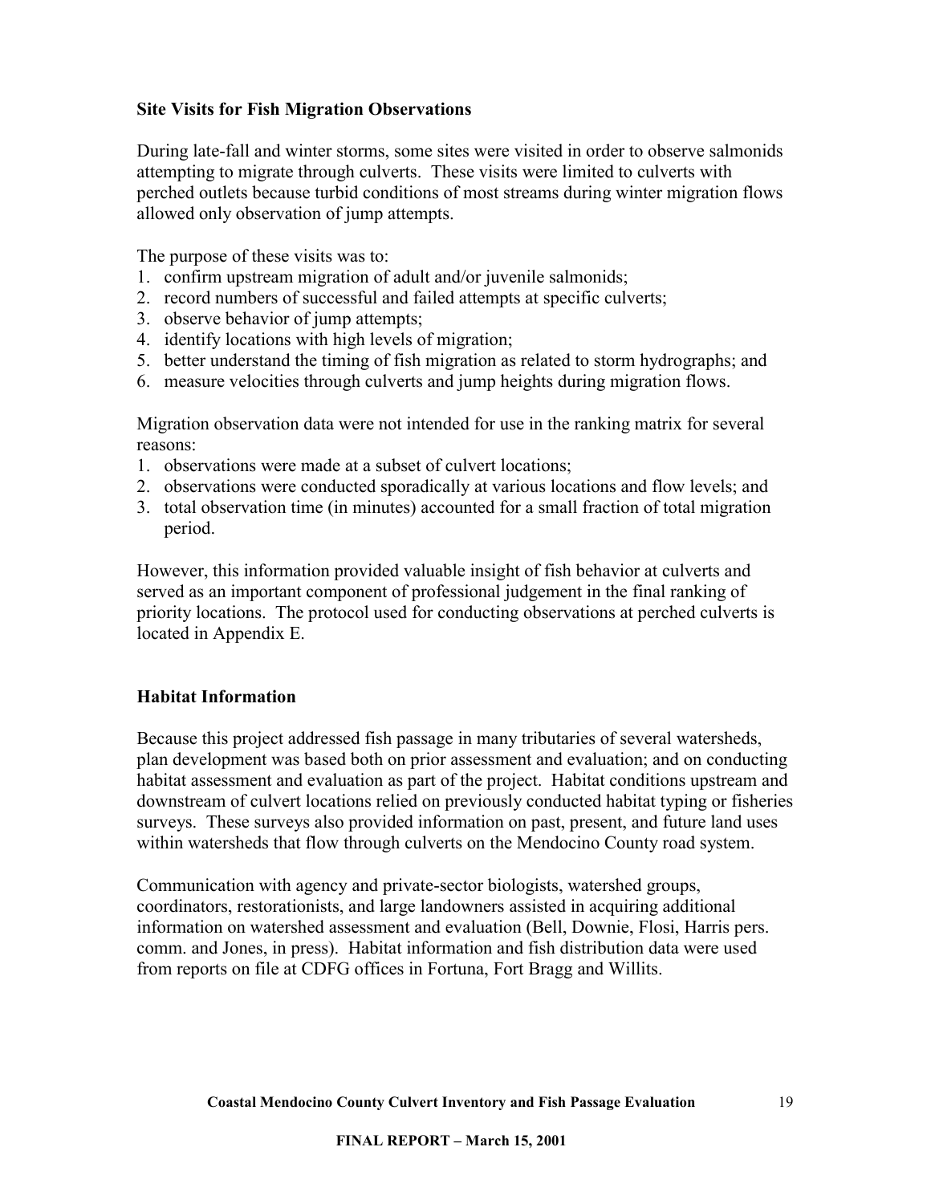## Site Visits for Fish Migration Observations

During late-fall and winter storms, some sites were visited in order to observe salmonids attempting to migrate through culverts. These visits were limited to culverts with perched outlets because turbid conditions of most streams during winter migration flows allowed only observation of jump attempts.

The purpose of these visits was to:

1. confirm upstream migration of adult and/or juvenile salmonids;
2. record numbers of successful and failed attempts at specific culverts;
3. observe behavior of jump attempts;
4. identify locations with high levels of migration;
5. better understand the timing of fish migration as related to storm hydrographs; and
6. measure velocities through culverts and jump heights during migration flows.

Migration observation data were not intended for use in the ranking matrix for several reasons:

1. observations were made at a subset of culvert locations;
2. observations were conducted sporadically at various locations and flow levels; and
3. total observation time (in minutes) accounted for a small fraction of total migration period.

However, this information provided valuable insight of fish behavior at culverts and served as an important component of professional judgement in the final ranking of priority locations. The protocol used for conducting observations at perched culverts is located in Appendix E.

## Habitat Information

Because this project addressed fish passage in many tributaries of several watersheds, plan development was based both on prior assessment and evaluation; and on conducting habitat assessment and evaluation as part of the project. Habitat conditions upstream and downstream of culvert locations relied on previously conducted habitat typing or fisheries surveys. These surveys also provided information on past, present, and future land uses within watersheds that flow through culverts on the Mendocino County road system.

Communication with agency and private-sector biologists, watershed groups, coordinators, restorationists, and large landowners assisted in acquiring additional information on watershed assessment and evaluation (Bell, Downie, Flosi, Harris pers. comm. and Jones, in press). Habitat information and fish distribution data were used from reports on file at CDFG offices in Fortuna, Fort Bragg and Willits.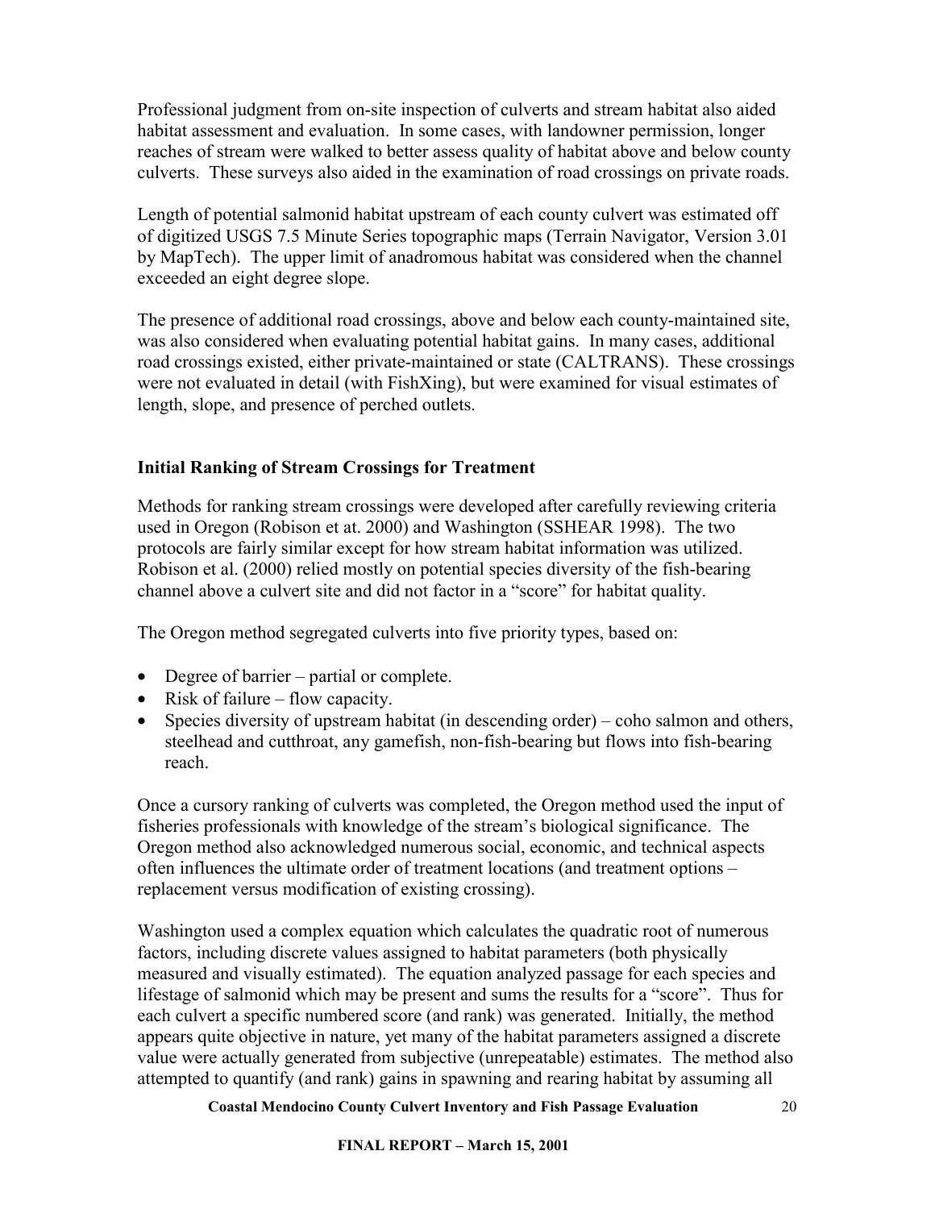Professional judgment from on-site inspection of culverts and stream habitat also aided habitat assessment and evaluation. In some cases, with landowner permission, longer reaches of stream were walked to better assess quality of habitat above and below county culverts. These surveys also aided in the examination of road crossings on private roads.

Length of potential salmonid habitat upstream of each county culvert was estimated off of digitized USGS 7.5 Minute Series topographic maps (Terrain Navigator, Version 3.01 by MapTech). The upper limit of anadromous habitat was considered when the channel exceeded an eight degree slope.

The presence of additional road crossings, above and below each county-maintained site, was also considered when evaluating potential habitat gains. In many cases, additional road crossings existed, either private-maintained or state (CALTRANS). These crossings were not evaluated in detail (with FishXing), but were examined for visual estimates of length, slope, and presence of perched outlets.

### Initial Ranking of Stream Crossings for Treatment

Methods for ranking stream crossings were developed after carefully reviewing criteria used in Oregon (Robison et at. 2000) and Washington (SSHEAR 1998). The two protocols are fairly similar except for how stream habitat information was utilized. Robison et al. (2000) relied mostly on potential species diversity of the fish-bearing channel above a culvert site and did not factor in a "score" for habitat quality.

The Oregon method segregated culverts into five priority types, based on:

- Degree of barrier – partial or complete.
- Risk of failure – flow capacity.
- Species diversity of upstream habitat (in descending order) – coho salmon and others, steelhead and cutthroat, any gamefish, non-fish-bearing but flows into fish-bearing reach.

Once a cursory ranking of culverts was completed, the Oregon method used the input of fisheries professionals with knowledge of the stream's biological significance. The Oregon method also acknowledged numerous social, economic, and technical aspects often influences the ultimate order of treatment locations (and treatment options – replacement versus modification of existing crossing).

Washington used a complex equation which calculates the quadratic root of numerous factors, including discrete values assigned to habitat parameters (both physically measured and visually estimated). The equation analyzed passage for each species and lifestage of salmonid which may be present and sums the results for a "score". Thus for each culvert a specific numbered score (and rank) was generated. Initially, the method appears quite objective in nature, yet many of the habitat parameters assigned a discrete value were actually generated from subjective (unrepeatable) estimates. The method also attempted to quantify (and rank) gains in spawning and rearing habitat by assuming all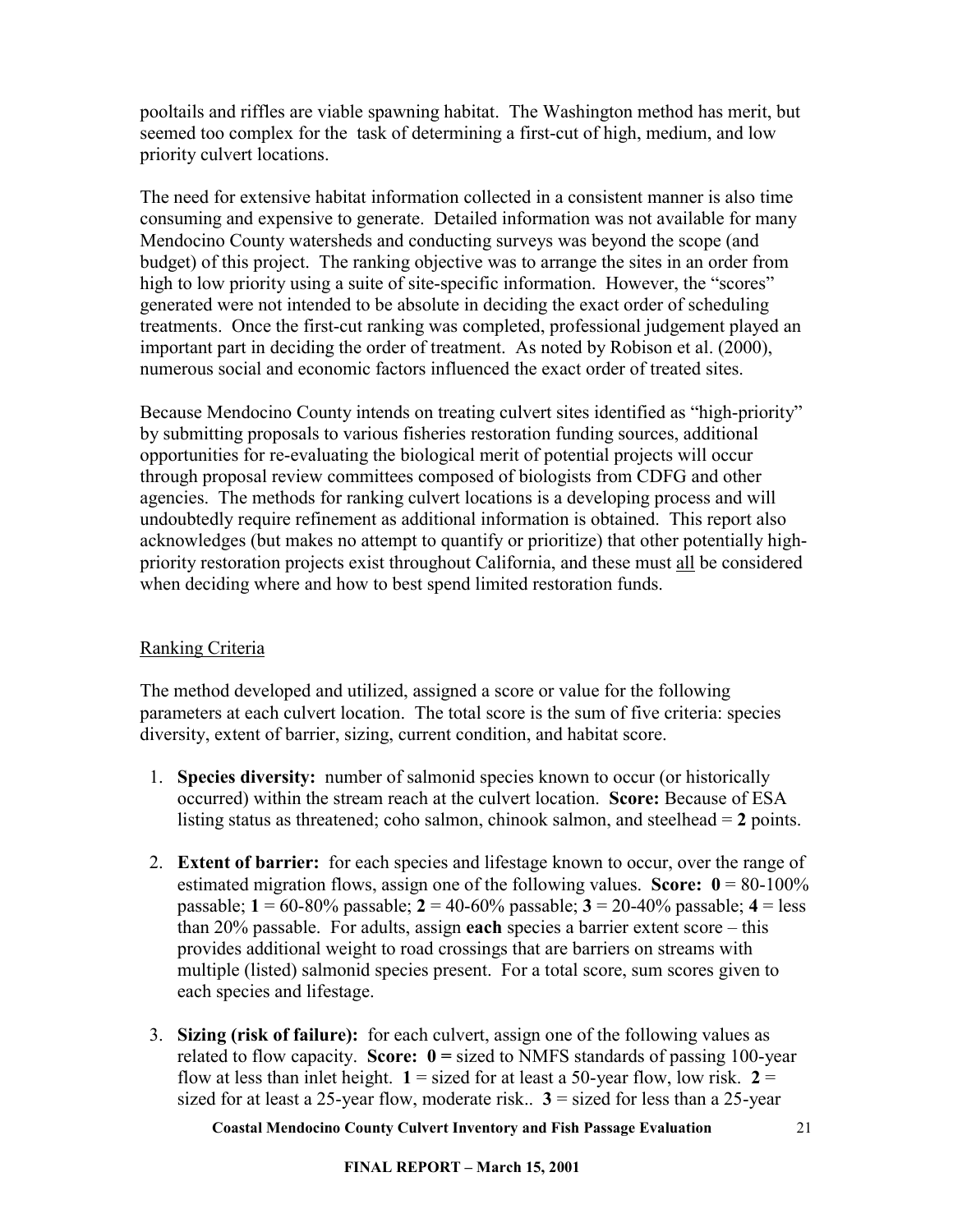pooltails and riffles are viable spawning habitat. The Washington method has merit, but seemed too complex for the task of determining a first-cut of high, medium, and low priority culvert locations.

The need for extensive habitat information collected in a consistent manner is also time consuming and expensive to generate. Detailed information was not available for many Mendocino County watersheds and conducting surveys was beyond the scope (and budget) of this project. The ranking objective was to arrange the sites in an order from high to low priority using a suite of site-specific information. However, the "scores" generated were not intended to be absolute in deciding the exact order of scheduling treatments. Once the first-cut ranking was completed, professional judgement played an important part in deciding the order of treatment. As noted by Robison et al. (2000), numerous social and economic factors influenced the exact order of treated sites.

Because Mendocino County intends on treating culvert sites identified as "high-priority" by submitting proposals to various fisheries restoration funding sources, additional opportunities for re-evaluating the biological merit of potential projects will occur through proposal review committees composed of biologists from CDFG and other agencies. The methods for ranking culvert locations is a developing process and will undoubtedly require refinement as additional information is obtained. This report also acknowledges (but makes no attempt to quantify or prioritize) that other potentially high-priority restoration projects exist throughout California, and these must <u>all</u> be considered when deciding where and how to best spend limited restoration funds.

## Ranking Criteria

The method developed and utilized, assigned a score or value for the following parameters at each culvert location. The total score is the sum of five criteria: species diversity, extent of barrier, sizing, current condition, and habitat score.

1. **Species diversity:** number of salmonid species known to occur (or historically occurred) within the stream reach at the culvert location. **Score:** Because of ESA listing status as threatened; coho salmon, chinook salmon, and steelhead = **2** points.

2. **Extent of barrier:** for each species and lifestage known to occur, over the range of estimated migration flows, assign one of the following values. **Score: 0** = 80-100% passable; **1** = 60-80% passable; **2** = 40-60% passable; **3** = 20-40% passable; **4** = less than 20% passable. For adults, assign **each** species a barrier extent score – this provides additional weight to road crossings that are barriers on streams with multiple (listed) salmonid species present. For a total score, sum scores given to each species and lifestage.

3. **Sizing (risk of failure):** for each culvert, assign one of the following values as related to flow capacity. **Score: 0 =** sized to NMFS standards of passing 100-year flow at less than inlet height. **1** = sized for at least a 50-year flow, low risk. **2** = sized for at least a 25-year flow, moderate risk.. **3** = sized for less than a 25-year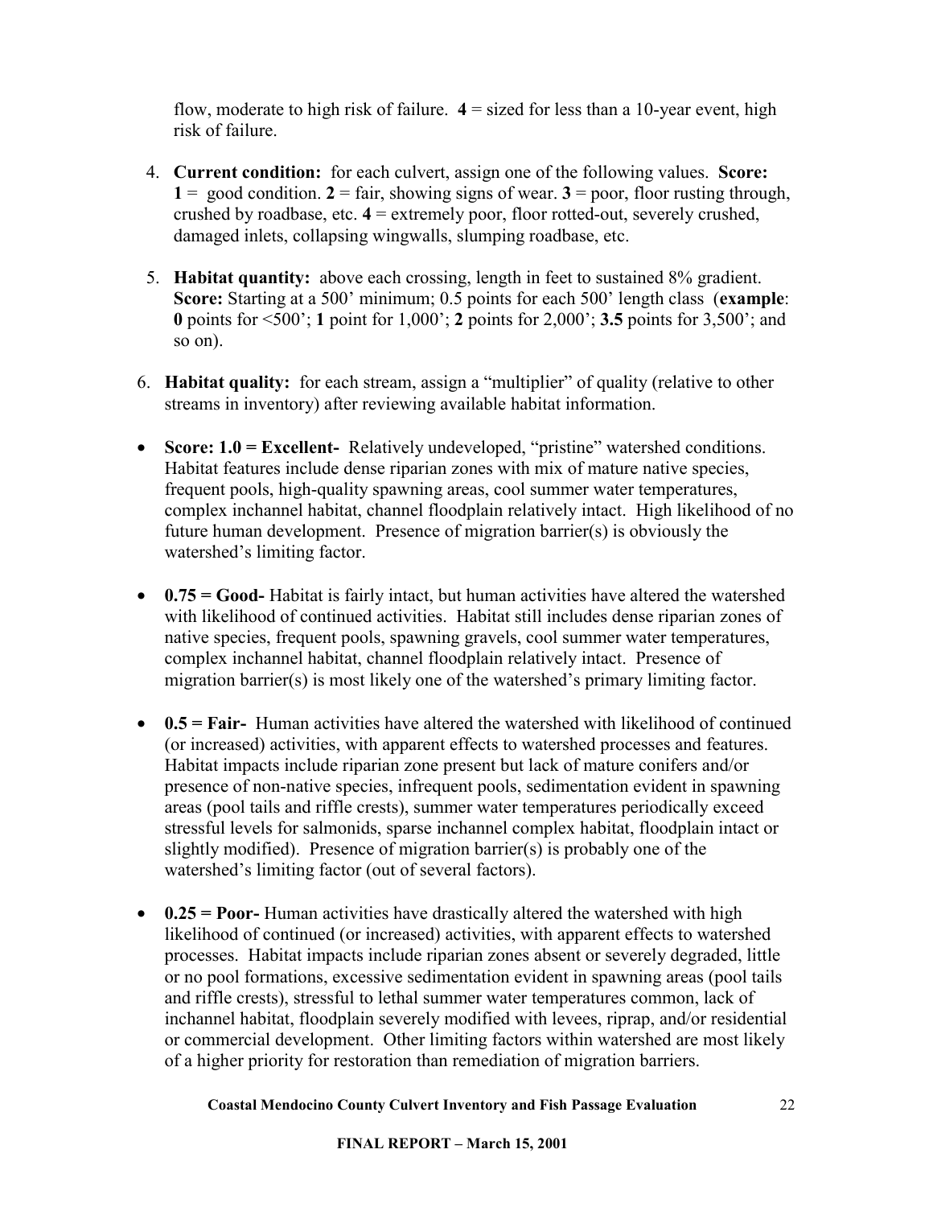flow, moderate to high risk of failure. **4** = sized for less than a 10-year event, high risk of failure.

4. **Current condition:** for each culvert, assign one of the following values. **Score:** **1** = good condition. **2** = fair, showing signs of wear. **3** = poor, floor rusting through, crushed by roadbase, etc. **4** = extremely poor, floor rotted-out, severely crushed, damaged inlets, collapsing wingwalls, slumping roadbase, etc.

5. **Habitat quantity:** above each crossing, length in feet to sustained 8% gradient. **Score:** Starting at a 500' minimum; 0.5 points for each 500' length class (**example**: **0** points for <500'; **1** point for 1,000'; **2** points for 2,000'; **3.5** points for 3,500'; and so on).

6. **Habitat quality:** for each stream, assign a "multiplier" of quality (relative to other streams in inventory) after reviewing available habitat information.

- **Score: 1.0 = Excellent-** Relatively undeveloped, "pristine" watershed conditions. Habitat features include dense riparian zones with mix of mature native species, frequent pools, high-quality spawning areas, cool summer water temperatures, complex inchannel habitat, channel floodplain relatively intact. High likelihood of no future human development. Presence of migration barrier(s) is obviously the watershed's limiting factor.

- **0.75 = Good-** Habitat is fairly intact, but human activities have altered the watershed with likelihood of continued activities. Habitat still includes dense riparian zones of native species, frequent pools, spawning gravels, cool summer water temperatures, complex inchannel habitat, channel floodplain relatively intact. Presence of migration barrier(s) is most likely one of the watershed's primary limiting factor.

- **0.5 = Fair-** Human activities have altered the watershed with likelihood of continued (or increased) activities, with apparent effects to watershed processes and features. Habitat impacts include riparian zone present but lack of mature conifers and/or presence of non-native species, infrequent pools, sedimentation evident in spawning areas (pool tails and riffle crests), summer water temperatures periodically exceed stressful levels for salmonids, sparse inchannel complex habitat, floodplain intact or slightly modified). Presence of migration barrier(s) is probably one of the watershed's limiting factor (out of several factors).

- **0.25 = Poor-** Human activities have drastically altered the watershed with high likelihood of continued (or increased) activities, with apparent effects to watershed processes. Habitat impacts include riparian zones absent or severely degraded, little or no pool formations, excessive sedimentation evident in spawning areas (pool tails and riffle crests), stressful to lethal summer water temperatures common, lack of inchannel habitat, floodplain severely modified with levees, riprap, and/or residential or commercial development. Other limiting factors within watershed are most likely of a higher priority for restoration than remediation of migration barriers.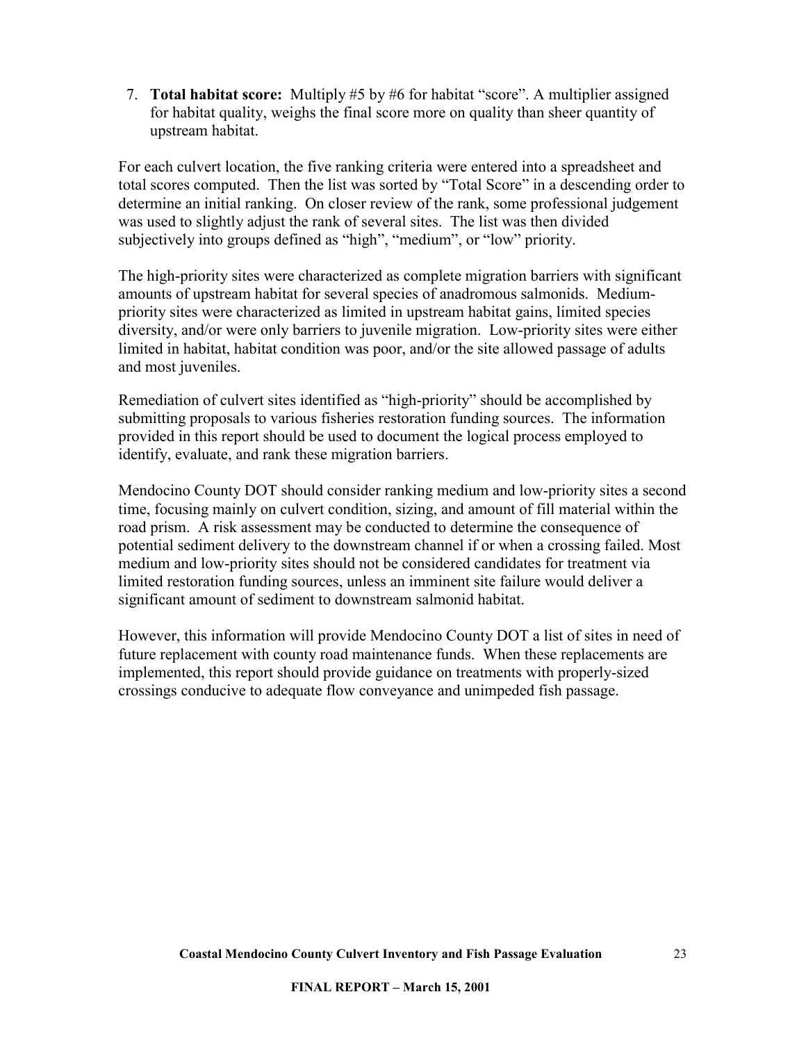7. **Total habitat score:** Multiply #5 by #6 for habitat "score". A multiplier assigned for habitat quality, weighs the final score more on quality than sheer quantity of upstream habitat.

For each culvert location, the five ranking criteria were entered into a spreadsheet and total scores computed. Then the list was sorted by "Total Score" in a descending order to determine an initial ranking. On closer review of the rank, some professional judgement was used to slightly adjust the rank of several sites. The list was then divided subjectively into groups defined as "high", "medium", or "low" priority.

The high-priority sites were characterized as complete migration barriers with significant amounts of upstream habitat for several species of anadromous salmonids. Medium-priority sites were characterized as limited in upstream habitat gains, limited species diversity, and/or were only barriers to juvenile migration. Low-priority sites were either limited in habitat, habitat condition was poor, and/or the site allowed passage of adults and most juveniles.

Remediation of culvert sites identified as "high-priority" should be accomplished by submitting proposals to various fisheries restoration funding sources. The information provided in this report should be used to document the logical process employed to identify, evaluate, and rank these migration barriers.

Mendocino County DOT should consider ranking medium and low-priority sites a second time, focusing mainly on culvert condition, sizing, and amount of fill material within the road prism. A risk assessment may be conducted to determine the consequence of potential sediment delivery to the downstream channel if or when a crossing failed. Most medium and low-priority sites should not be considered candidates for treatment via limited restoration funding sources, unless an imminent site failure would deliver a significant amount of sediment to downstream salmonid habitat.

However, this information will provide Mendocino County DOT a list of sites in need of future replacement with county road maintenance funds. When these replacements are implemented, this report should provide guidance on treatments with properly-sized crossings conducive to adequate flow conveyance and unimpeded fish passage.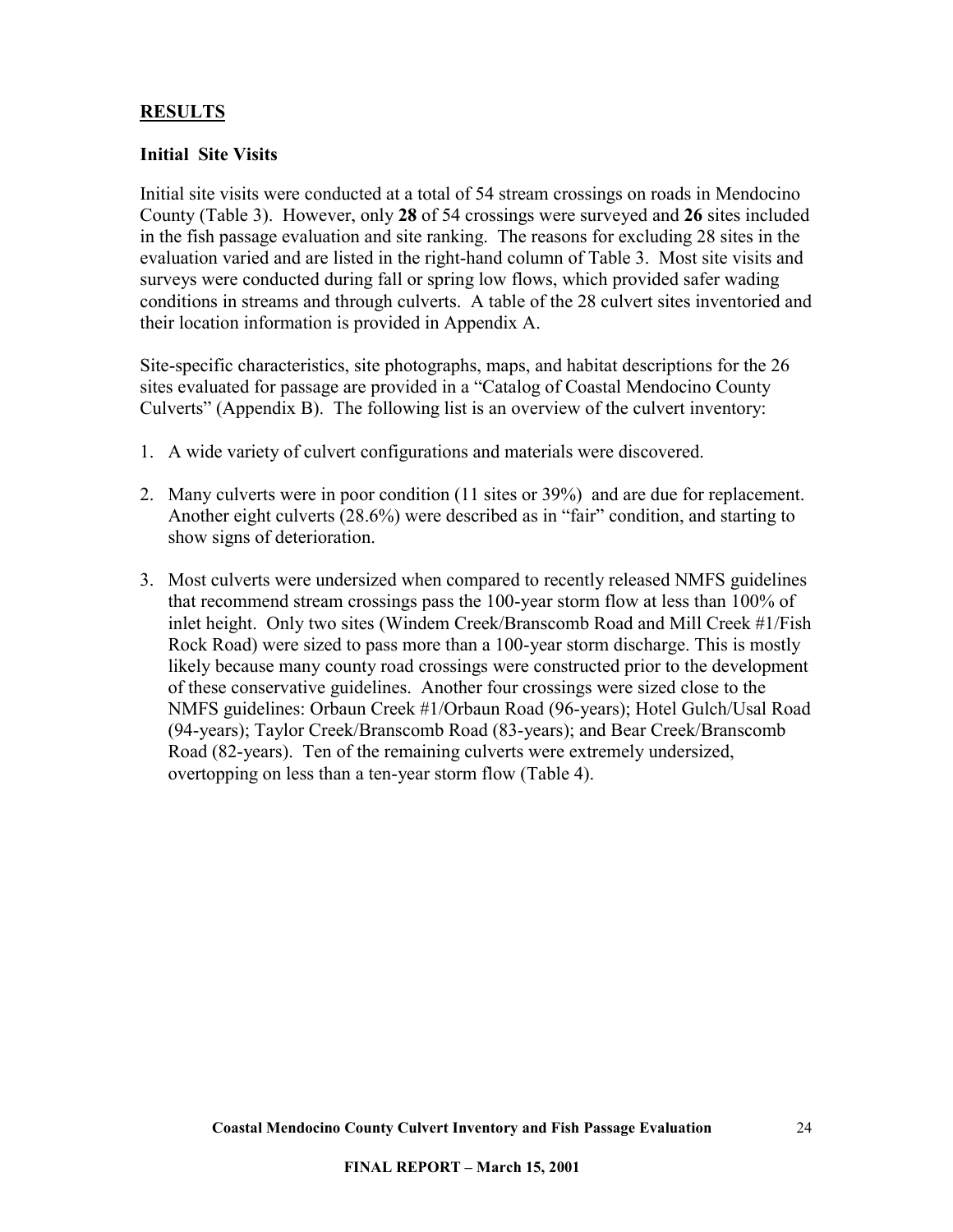## RESULTS

### Initial Site Visits

Initial site visits were conducted at a total of 54 stream crossings on roads in Mendocino County (Table 3). However, only **28** of 54 crossings were surveyed and **26** sites included in the fish passage evaluation and site ranking. The reasons for excluding 28 sites in the evaluation varied and are listed in the right-hand column of Table 3. Most site visits and surveys were conducted during fall or spring low flows, which provided safer wading conditions in streams and through culverts. A table of the 28 culvert sites inventoried and their location information is provided in Appendix A.

Site-specific characteristics, site photographs, maps, and habitat descriptions for the 26 sites evaluated for passage are provided in a "Catalog of Coastal Mendocino County Culverts" (Appendix B). The following list is an overview of the culvert inventory:

1. A wide variety of culvert configurations and materials were discovered.

2. Many culverts were in poor condition (11 sites or 39%) and are due for replacement. Another eight culverts (28.6%) were described as in "fair" condition, and starting to show signs of deterioration.

3. Most culverts were undersized when compared to recently released NMFS guidelines that recommend stream crossings pass the 100-year storm flow at less than 100% of inlet height. Only two sites (Windem Creek/Branscomb Road and Mill Creek #1/Fish Rock Road) were sized to pass more than a 100-year storm discharge. This is mostly likely because many county road crossings were constructed prior to the development of these conservative guidelines. Another four crossings were sized close to the NMFS guidelines: Orbaun Creek #1/Orbaun Road (96-years); Hotel Gulch/Usal Road (94-years); Taylor Creek/Branscomb Road (83-years); and Bear Creek/Branscomb Road (82-years). Ten of the remaining culverts were extremely undersized, overtopping on less than a ten-year storm flow (Table 4).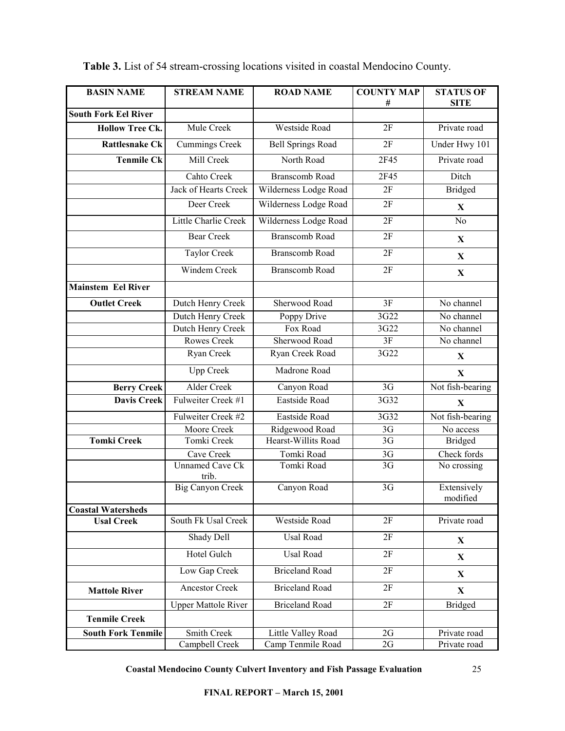**Table 3.** List of 54 stream-crossing locations visited in coastal Mendocino County.

| BASIN NAME | STREAM NAME | ROAD NAME | COUNTY MAP # | STATUS OF SITE |
|---|---|---|---|---|
| **South Fork Eel River** | | | | |
| **Hollow Tree Ck.** | Mule Creek | Westside Road | 2F | Private road |
| **Rattlesnake Ck** | Cummings Creek | Bell Springs Road | 2F | Under Hwy 101 |
| **Tenmile Ck** | Mill Creek | North Road | 2F45 | Private road |
| | Cahto Creek | Branscomb Road | 2F45 | Ditch |
| | Jack of Hearts Creek | Wilderness Lodge Road | 2F | Bridged |
| | Deer Creek | Wilderness Lodge Road | 2F | **X** |
| | Little Charlie Creek | Wilderness Lodge Road | 2F | No |
| | Bear Creek | Branscomb Road | 2F | **X** |
| | Taylor Creek | Branscomb Road | 2F | **X** |
| | Windem Creek | Branscomb Road | 2F | **X** |
| **Mainstem Eel River** | | | | |
| **Outlet Creek** | Dutch Henry Creek | Sherwood Road | 3F | No channel |
| | Dutch Henry Creek | Poppy Drive | 3G22 | No channel |
| | Dutch Henry Creek | Fox Road | 3G22 | No channel |
| | Rowes Creek | Sherwood Road | 3F | No channel |
| | Ryan Creek | Ryan Creek Road | 3G22 | **X** |
| | Upp Creek | Madrone Road | | **X** |
| **Berry Creek** | Alder Creek | Canyon Road | 3G | Not fish-bearing |
| **Davis Creek** | Fulweiter Creek #1 | Eastside Road | 3G32 | **X** |
| | Fulweiter Creek #2 | Eastside Road | 3G32 | Not fish-bearing |
| | Moore Creek | Ridgewood Road | 3G | No access |
| **Tomki Creek** | Tomki Creek | Hearst-Willits Road | 3G | Bridged |
| | Cave Creek | Tomki Road | 3G | Check fords |
| | Unnamed Cave Ck trib. | Tomki Road | 3G | No crossing |
| | Big Canyon Creek | Canyon Road | 3G | Extensively modified |
| **Coastal Watersheds** | | | | |
| **Usal Creek** | South Fk Usal Creek | Westside Road | 2F | Private road |
| | Shady Dell | Usal Road | 2F | **X** |
| | Hotel Gulch | Usal Road | 2F | **X** |
| | Low Gap Creek | Briceland Road | 2F | **X** |
| **Mattole River** | Ancestor Creek | Briceland Road | 2F | **X** |
| | Upper Mattole River | Briceland Road | 2F | Bridged |
| **Tenmile Creek** | | | | |
| **South Fork Tenmile** | Smith Creek | Little Valley Road | 2G | Private road |
| | Campbell Creek | Camp Tenmile Road | 2G | Private road |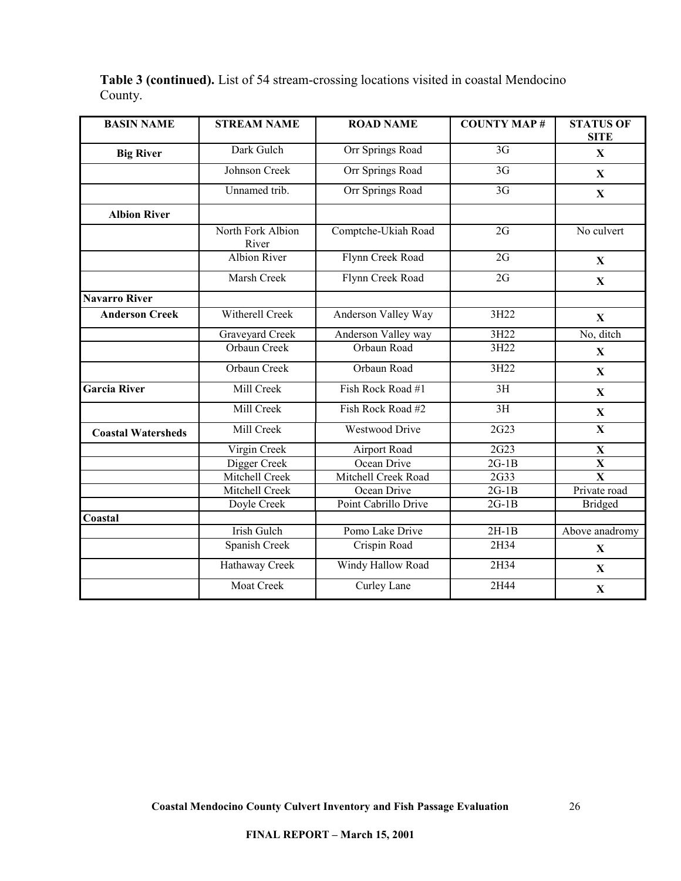**Table 3 (continued).** List of 54 stream-crossing locations visited in coastal Mendocino County.

| BASIN NAME | STREAM NAME | ROAD NAME | COUNTY MAP # | STATUS OF SITE |
|---|---|---|---|---|
| **Big River** | Dark Gulch | Orr Springs Road | 3G | **X** |
| | Johnson Creek | Orr Springs Road | 3G | **X** |
| | Unnamed trib. | Orr Springs Road | 3G | **X** |
| **Albion River** | | | | |
| | North Fork Albion River | Comptche-Ukiah Road | 2G | No culvert |
| | Albion River | Flynn Creek Road | 2G | **X** |
| | Marsh Creek | Flynn Creek Road | 2G | **X** |
| **Navarro River** | | | | |
| **Anderson Creek** | Witherell Creek | Anderson Valley Way | 3H22 | **X** |
| | Graveyard Creek | Anderson Valley way | 3H22 | No, ditch |
| | Orbaun Creek | Orbaun Road | 3H22 | **X** |
| | Orbaun Creek | Orbaun Road | 3H22 | **X** |
| **Garcia River** | Mill Creek | Fish Rock Road #1 | 3H | **X** |
| | Mill Creek | Fish Rock Road #2 | 3H | **X** |
| **Coastal Watersheds** | Mill Creek | Westwood Drive | 2G23 | **X** |
| | Virgin Creek | Airport Road | 2G23 | **X** |
| | Digger Creek | Ocean Drive | 2G-1B | **X** |
| | Mitchell Creek | Mitchell Creek Road | 2G33 | **X** |
| | Mitchell Creek | Ocean Drive | 2G-1B | Private road |
| | Doyle Creek | Point Cabrillo Drive | 2G-1B | Bridged |
| **Coastal** | | | | |
| | Irish Gulch | Pomo Lake Drive | 2H-1B | Above anadromy |
| | Spanish Creek | Crispin Road | 2H34 | **X** |
| | Hathaway Creek | Windy Hallow Road | 2H34 | **X** |
| | Moat Creek | Curley Lane | 2H44 | **X** |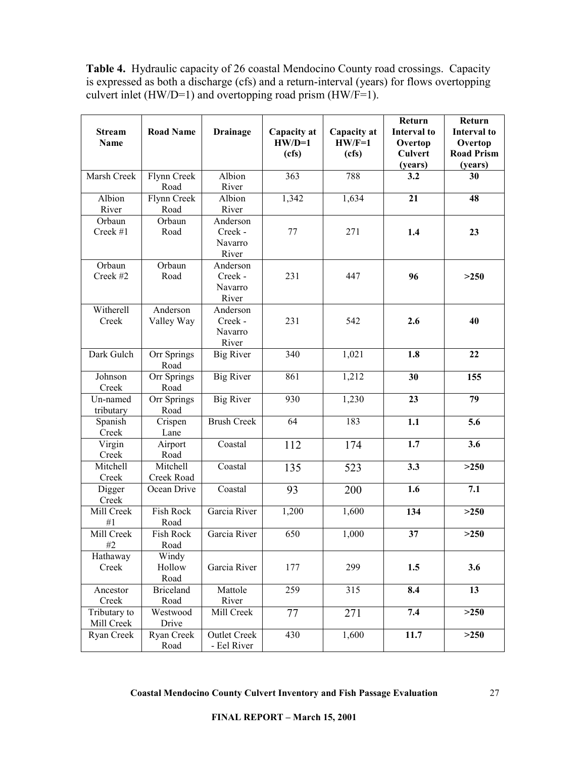**Table 4.** Hydraulic capacity of 26 coastal Mendocino County road crossings. Capacity is expressed as both a discharge (cfs) and a return-interval (years) for flows overtopping culvert inlet (HW/D=1) and overtopping road prism (HW/F=1).

| Stream Name | Road Name | Drainage | Capacity at HW/D=1 (cfs) | Capacity at HW/F=1 (cfs) | Return Interval to Overtop Culvert (years) | Return Interval to Overtop Road Prism (years) |
|---|---|---|---|---|---|---|
| Marsh Creek | Flynn Creek Road | Albion River | 363 | 788 | **3.2** | **30** |
| Albion River | Flynn Creek Road | Albion River | 1,342 | 1,634 | **21** | **48** |
| Orbaun Creek #1 | Orbaun Road | Anderson Creek - Navarro River | 77 | 271 | **1.4** | **23** |
| Orbaun Creek #2 | Orbaun Road | Anderson Creek - Navarro River | 231 | 447 | **96** | **>250** |
| Witherell Creek | Anderson Valley Way | Anderson Creek - Navarro River | 231 | 542 | **2.6** | **40** |
| Dark Gulch | Orr Springs Road | Big River | 340 | 1,021 | **1.8** | **22** |
| Johnson Creek | Orr Springs Road | Big River | 861 | 1,212 | **30** | **155** |
| Un-named tributary | Orr Springs Road | Big River | 930 | 1,230 | **23** | **79** |
| Spanish Creek | Crispen Lane | Brush Creek | 64 | 183 | **1.1** | **5.6** |
| Virgin Creek | Airport Road | Coastal | 112 | 174 | **1.7** | **3.6** |
| Mitchell Creek | Mitchell Creek Road | Coastal | 135 | 523 | **3.3** | **>250** |
| Digger Creek | Ocean Drive | Coastal | 93 | 200 | **1.6** | **7.1** |
| Mill Creek #1 | Fish Rock Road | Garcia River | 1,200 | 1,600 | **134** | **>250** |
| Mill Creek #2 | Fish Rock Road | Garcia River | 650 | 1,000 | **37** | **>250** |
| Hathaway Creek | Windy Hollow Road | Garcia River | 177 | 299 | **1.5** | **3.6** |
| Ancestor Creek | Briceland Road | Mattole River | 259 | 315 | **8.4** | **13** |
| Tributary to Mill Creek | Westwood Drive | Mill Creek | 77 | 271 | **7.4** | **>250** |
| Ryan Creek | Ryan Creek Road | Outlet Creek - Eel River | 430 | 1,600 | **11.7** | **>250** |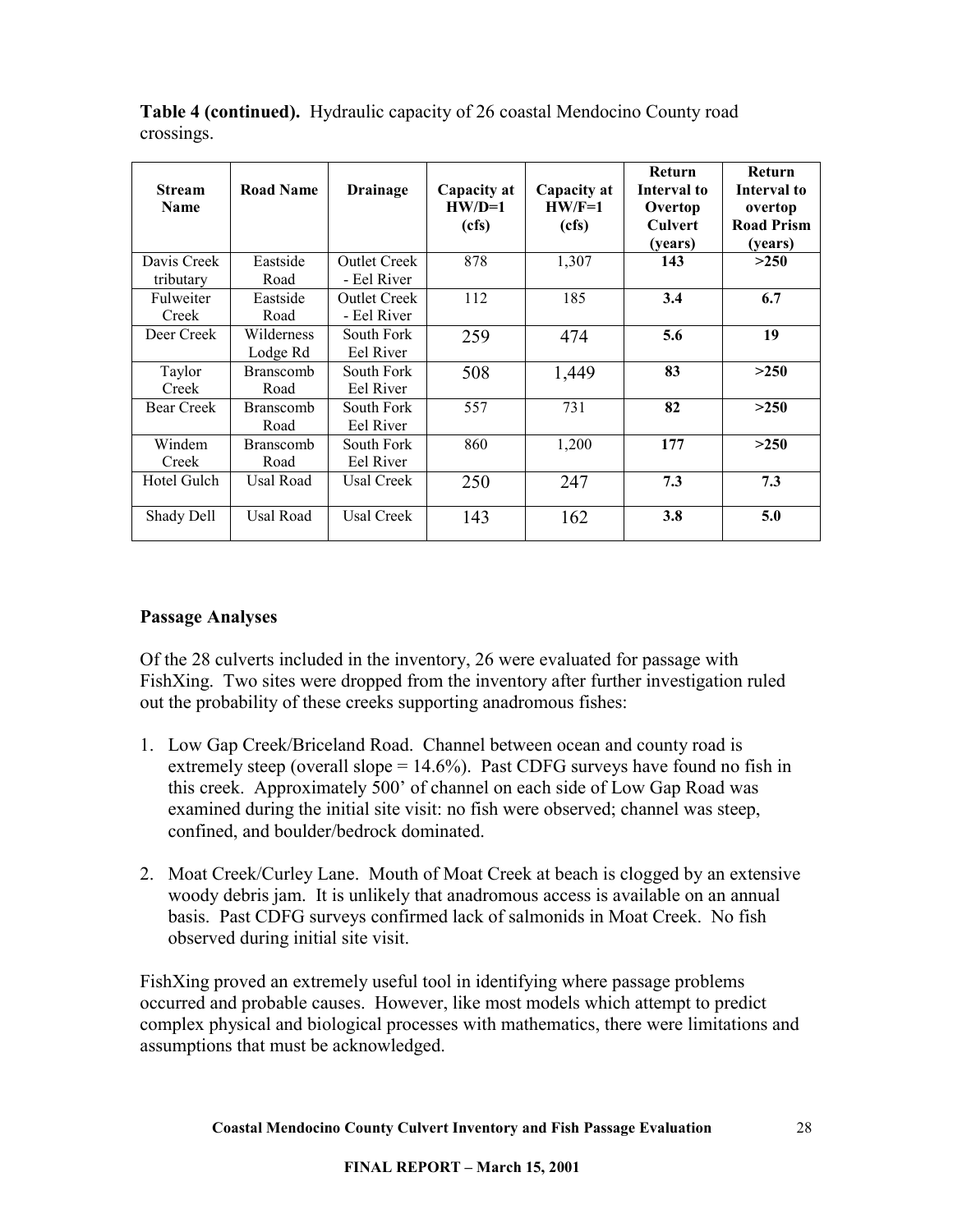**Table 4 (continued).** Hydraulic capacity of 26 coastal Mendocino County road crossings.

| Stream Name | Road Name | Drainage | Capacity at HW/D=1 (cfs) | Capacity at HW/F=1 (cfs) | Return Interval to Overtop Culvert (years) | Return Interval to overtop Road Prism (years) |
|---|---|---|---|---|---|---|
| Davis Creek tributary | Eastside Road | Outlet Creek - Eel River | 878 | 1,307 | **143** | **>250** |
| Fulweiter Creek | Eastside Road | Outlet Creek - Eel River | 112 | 185 | **3.4** | **6.7** |
| Deer Creek | Wilderness Lodge Rd | South Fork Eel River | 259 | 474 | **5.6** | **19** |
| Taylor Creek | Branscomb Road | South Fork Eel River | 508 | 1,449 | **83** | **>250** |
| Bear Creek | Branscomb Road | South Fork Eel River | 557 | 731 | **82** | **>250** |
| Windem Creek | Branscomb Road | South Fork Eel River | 860 | 1,200 | **177** | **>250** |
| Hotel Gulch | Usal Road | Usal Creek | 250 | 247 | **7.3** | **7.3** |
| Shady Dell | Usal Road | Usal Creek | 143 | 162 | **3.8** | **5.0** |

### Passage Analyses

Of the 28 culverts included in the inventory, 26 were evaluated for passage with FishXing. Two sites were dropped from the inventory after further investigation ruled out the probability of these creeks supporting anadromous fishes:

1. Low Gap Creek/Briceland Road. Channel between ocean and county road is extremely steep (overall slope = 14.6%). Past CDFG surveys have found no fish in this creek. Approximately 500' of channel on each side of Low Gap Road was examined during the initial site visit: no fish were observed; channel was steep, confined, and boulder/bedrock dominated.

2. Moat Creek/Curley Lane. Mouth of Moat Creek at beach is clogged by an extensive woody debris jam. It is unlikely that anadromous access is available on an annual basis. Past CDFG surveys confirmed lack of salmonids in Moat Creek. No fish observed during initial site visit.

FishXing proved an extremely useful tool in identifying where passage problems occurred and probable causes. However, like most models which attempt to predict complex physical and biological processes with mathematics, there were limitations and assumptions that must be acknowledged.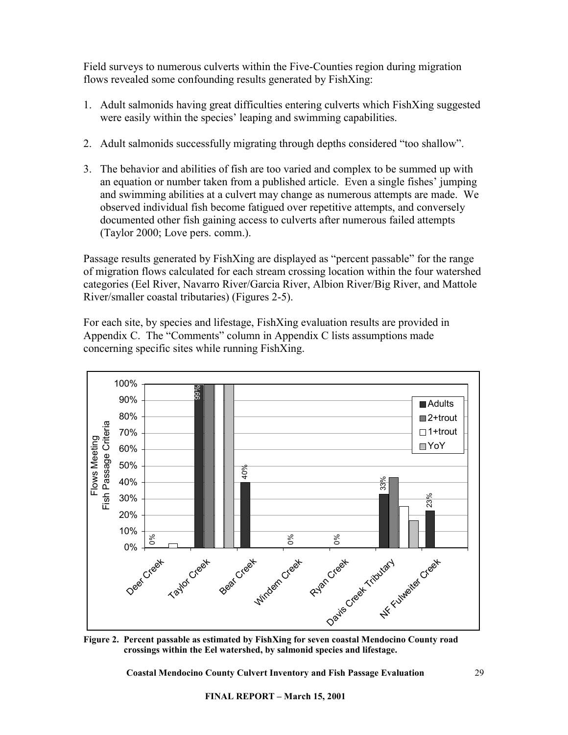Field surveys to numerous culverts within the Five-Counties region during migration flows revealed some confounding results generated by FishXing:

1. Adult salmonids having great difficulties entering culverts which FishXing suggested were easily within the species' leaping and swimming capabilities.

2. Adult salmonids successfully migrating through depths considered "too shallow".

3. The behavior and abilities of fish are too varied and complex to be summed up with an equation or number taken from a published article. Even a single fishes' jumping and swimming abilities at a culvert may change as numerous attempts are made. We observed individual fish become fatigued over repetitive attempts, and conversely documented other fish gaining access to culverts after numerous failed attempts (Taylor 2000; Love pers. comm.).

Passage results generated by FishXing are displayed as "percent passable" for the range of migration flows calculated for each stream crossing location within the four watershed categories (Eel River, Navarro River/Garcia River, Albion River/Big River, and Mattole River/smaller coastal tributaries) (Figures 2-5).

For each site, by species and lifestage, FishXing evaluation results are provided in Appendix C. The "Comments" column in Appendix C lists assumptions made concerning specific sites while running FishXing.

**Figure 2. Percent passable as estimated by FishXing for seven coastal Mendocino County road crossings within the Eel watershed, by salmonid species and lifestage.**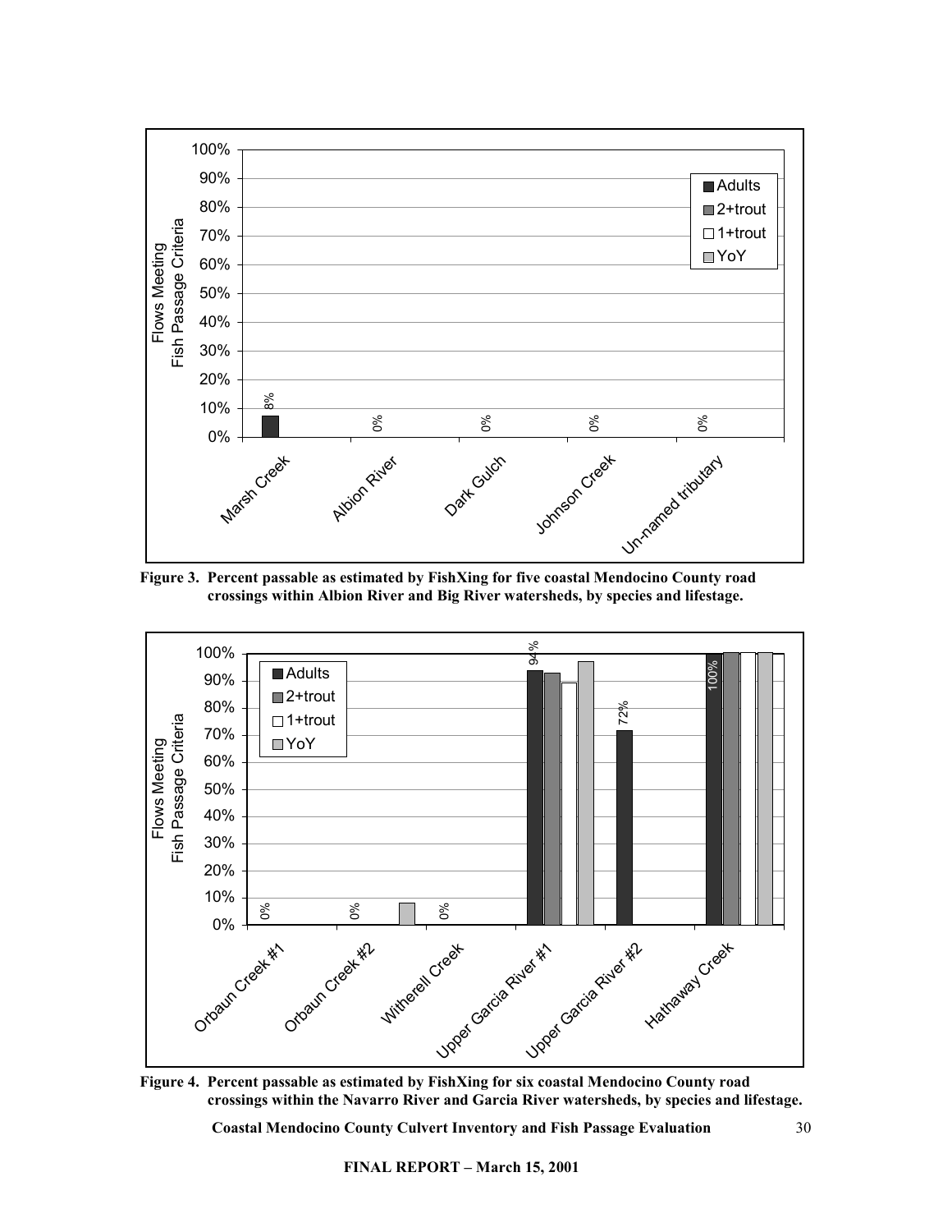**Figure 3. Percent passable as estimated by FishXing for five coastal Mendocino County road crossings within Albion River and Big River watersheds, by species and lifestage.**

**Figure 4. Percent passable as estimated by FishXing for six coastal Mendocino County road crossings within the Navarro River and Garcia River watersheds, by species and lifestage.**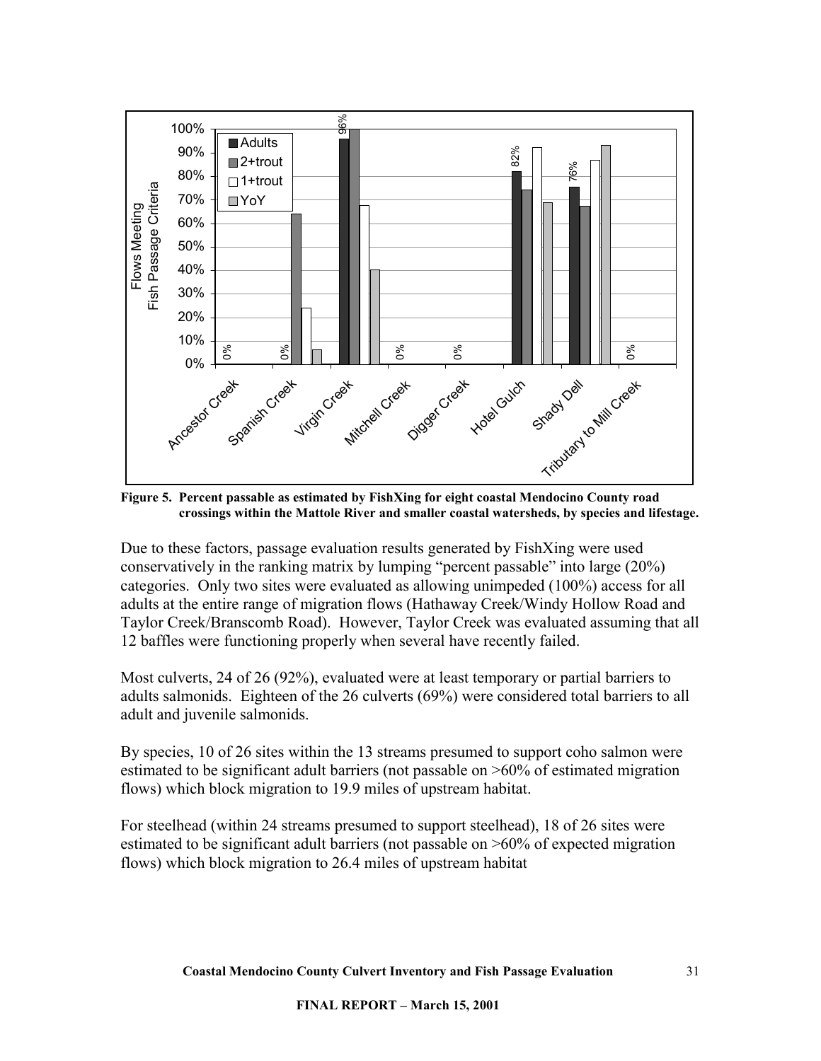Figure 5. Percent passable as estimated by FishXing for eight coastal Mendocino County road crossings within the Mattole River and smaller coastal watersheds, by species and lifestage.

Due to these factors, passage evaluation results generated by FishXing were used conservatively in the ranking matrix by lumping "percent passable" into large (20%) categories. Only two sites were evaluated as allowing unimpeded (100%) access for all adults at the entire range of migration flows (Hathaway Creek/Windy Hollow Road and Taylor Creek/Branscomb Road). However, Taylor Creek was evaluated assuming that all 12 baffles were functioning properly when several have recently failed.

Most culverts, 24 of 26 (92%), evaluated were at least temporary or partial barriers to adults salmonids. Eighteen of the 26 culverts (69%) were considered total barriers to all adult and juvenile salmonids.

By species, 10 of 26 sites within the 13 streams presumed to support coho salmon were estimated to be significant adult barriers (not passable on >60% of estimated migration flows) which block migration to 19.9 miles of upstream habitat.

For steelhead (within 24 streams presumed to support steelhead), 18 of 26 sites were estimated to be significant adult barriers (not passable on >60% of expected migration flows) which block migration to 26.4 miles of upstream habitat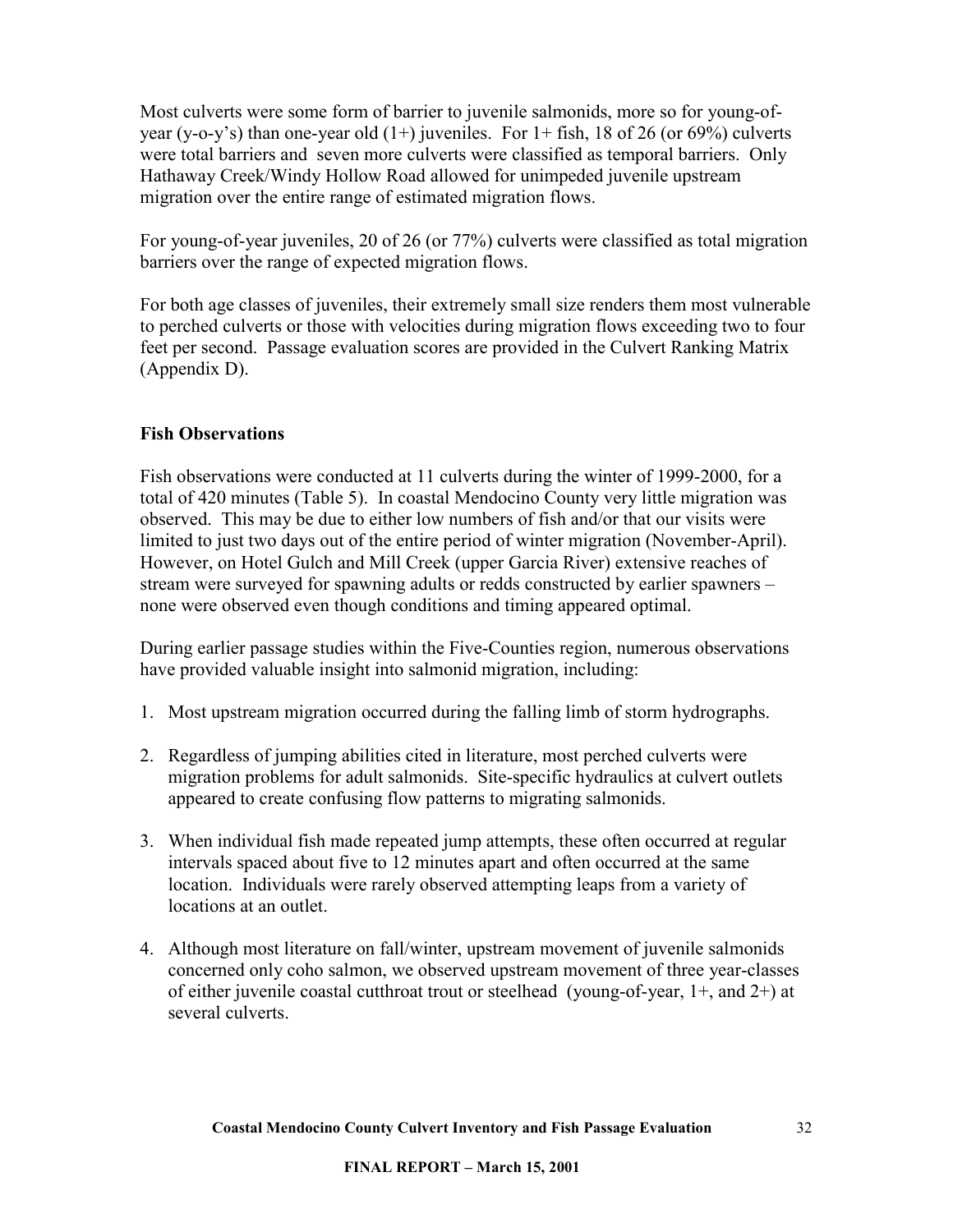Most culverts were some form of barrier to juvenile salmonids, more so for young-of-year (y-o-y's) than one-year old (1+) juveniles. For 1+ fish, 18 of 26 (or 69%) culverts were total barriers and seven more culverts were classified as temporal barriers. Only Hathaway Creek/Windy Hollow Road allowed for unimpeded juvenile upstream migration over the entire range of estimated migration flows.

For young-of-year juveniles, 20 of 26 (or 77%) culverts were classified as total migration barriers over the range of expected migration flows.

For both age classes of juveniles, their extremely small size renders them most vulnerable to perched culverts or those with velocities during migration flows exceeding two to four feet per second. Passage evaluation scores are provided in the Culvert Ranking Matrix (Appendix D).

**Fish Observations**

Fish observations were conducted at 11 culverts during the winter of 1999-2000, for a total of 420 minutes (Table 5). In coastal Mendocino County very little migration was observed. This may be due to either low numbers of fish and/or that our visits were limited to just two days out of the entire period of winter migration (November-April). However, on Hotel Gulch and Mill Creek (upper Garcia River) extensive reaches of stream were surveyed for spawning adults or redds constructed by earlier spawners – none were observed even though conditions and timing appeared optimal.

During earlier passage studies within the Five-Counties region, numerous observations have provided valuable insight into salmonid migration, including:

1. Most upstream migration occurred during the falling limb of storm hydrographs.
2. Regardless of jumping abilities cited in literature, most perched culverts were migration problems for adult salmonids. Site-specific hydraulics at culvert outlets appeared to create confusing flow patterns to migrating salmonids.
3. When individual fish made repeated jump attempts, these often occurred at regular intervals spaced about five to 12 minutes apart and often occurred at the same location. Individuals were rarely observed attempting leaps from a variety of locations at an outlet.
4. Although most literature on fall/winter, upstream movement of juvenile salmonids concerned only coho salmon, we observed upstream movement of three year-classes of either juvenile coastal cutthroat trout or steelhead (young-of-year, 1+, and 2+) at several culverts.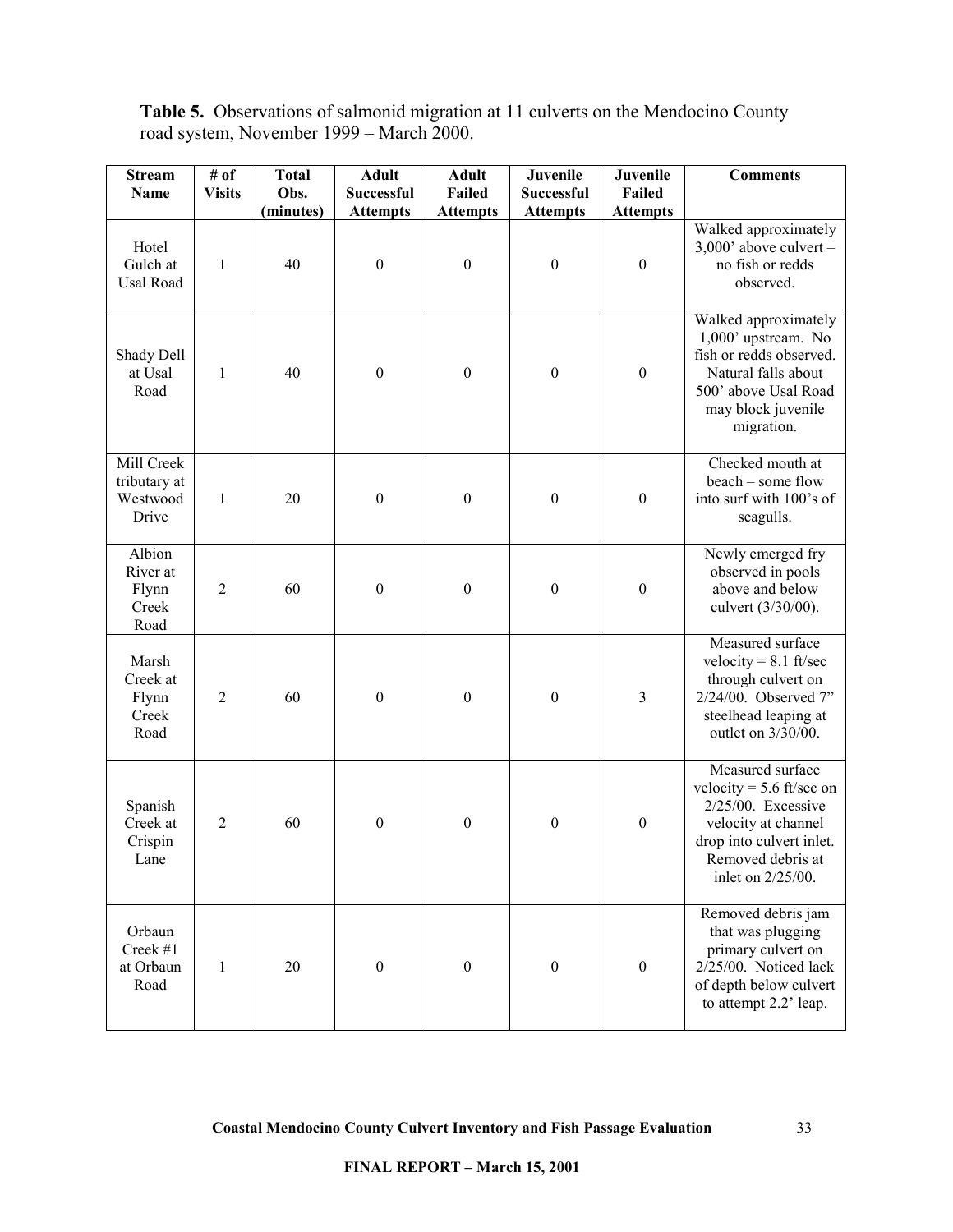**Table 5.** Observations of salmonid migration at 11 culverts on the Mendocino County road system, November 1999 – March 2000.

| Stream Name | # of Visits | Total Obs. (minutes) | Adult Successful Attempts | Adult Failed Attempts | Juvenile Successful Attempts | Juvenile Failed Attempts | Comments |
|---|---|---|---|---|---|---|---|
| Hotel Gulch at Usal Road | 1 | 40 | 0 | 0 | 0 | 0 | Walked approximately 3,000' above culvert – no fish or redds observed. |
| Shady Dell at Usal Road | 1 | 40 | 0 | 0 | 0 | 0 | Walked approximately 1,000' upstream. No fish or redds observed. Natural falls about 500' above Usal Road may block juvenile migration. |
| Mill Creek tributary at Westwood Drive | 1 | 20 | 0 | 0 | 0 | 0 | Checked mouth at beach – some flow into surf with 100's of seagulls. |
| Albion River at Flynn Creek Road | 2 | 60 | 0 | 0 | 0 | 0 | Newly emerged fry observed in pools above and below culvert (3/30/00). |
| Marsh Creek at Flynn Creek Road | 2 | 60 | 0 | 0 | 0 | 3 | Measured surface velocity = 8.1 ft/sec through culvert on 2/24/00. Observed 7" steelhead leaping at outlet on 3/30/00. |
| Spanish Creek at Crispin Lane | 2 | 60 | 0 | 0 | 0 | 0 | Measured surface velocity = 5.6 ft/sec on 2/25/00. Excessive velocity at channel drop into culvert inlet. Removed debris at inlet on 2/25/00. |
| Orbaun Creek #1 at Orbaun Road | 1 | 20 | 0 | 0 | 0 | 0 | Removed debris jam that was plugging primary culvert on 2/25/00. Noticed lack of depth below culvert to attempt 2.2' leap. |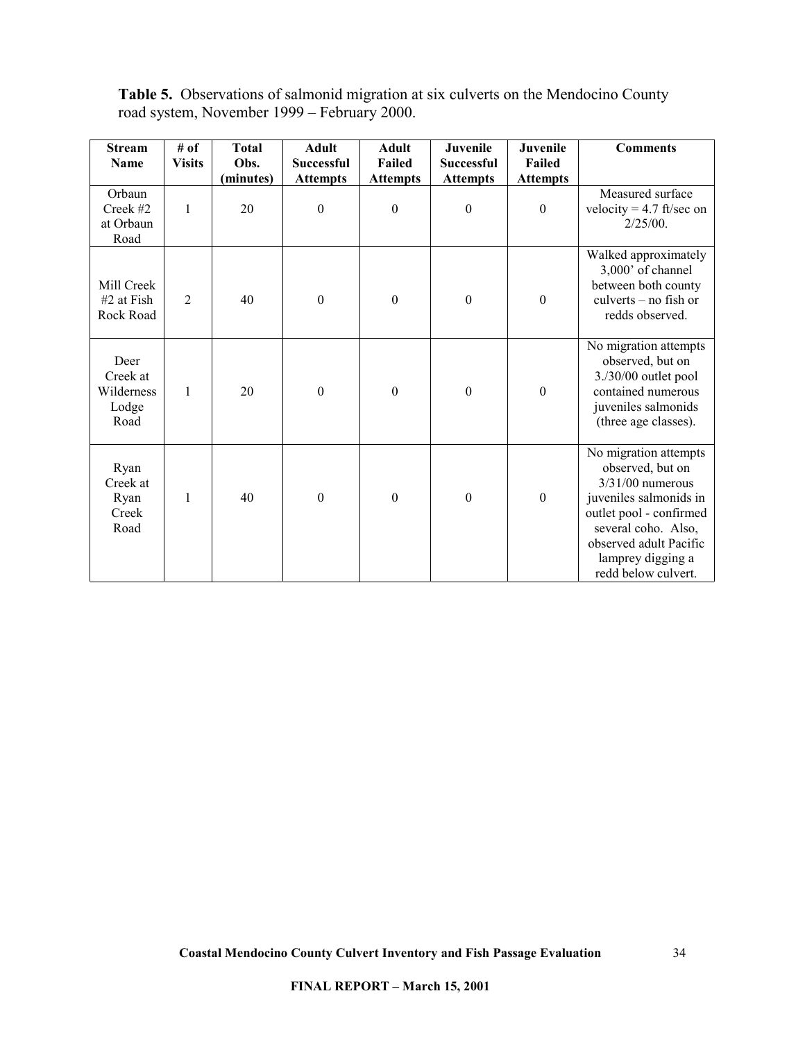**Table 5.** Observations of salmonid migration at six culverts on the Mendocino County road system, November 1999 – February 2000.

| Stream Name | # of Visits | Total Obs. (minutes) | Adult Successful Attempts | Adult Failed Attempts | Juvenile Successful Attempts | Juvenile Failed Attempts | Comments |
|---|---|---|---|---|---|---|---|
| Orbaun Creek #2 at Orbaun Road | 1 | 20 | 0 | 0 | 0 | 0 | Measured surface velocity = 4.7 ft/sec on 2/25/00. |
| Mill Creek #2 at Fish Rock Road | 2 | 40 | 0 | 0 | 0 | 0 | Walked approximately 3,000' of channel between both county culverts – no fish or redds observed. |
| Deer Creek at Wilderness Lodge Road | 1 | 20 | 0 | 0 | 0 | 0 | No migration attempts observed, but on 3./30/00 outlet pool contained numerous juveniles salmonids (three age classes). |
| Ryan Creek at Ryan Creek Road | 1 | 40 | 0 | 0 | 0 | 0 | No migration attempts observed, but on 3/31/00 numerous juveniles salmonids in outlet pool - confirmed several coho. Also, observed adult Pacific lamprey digging a redd below culvert. |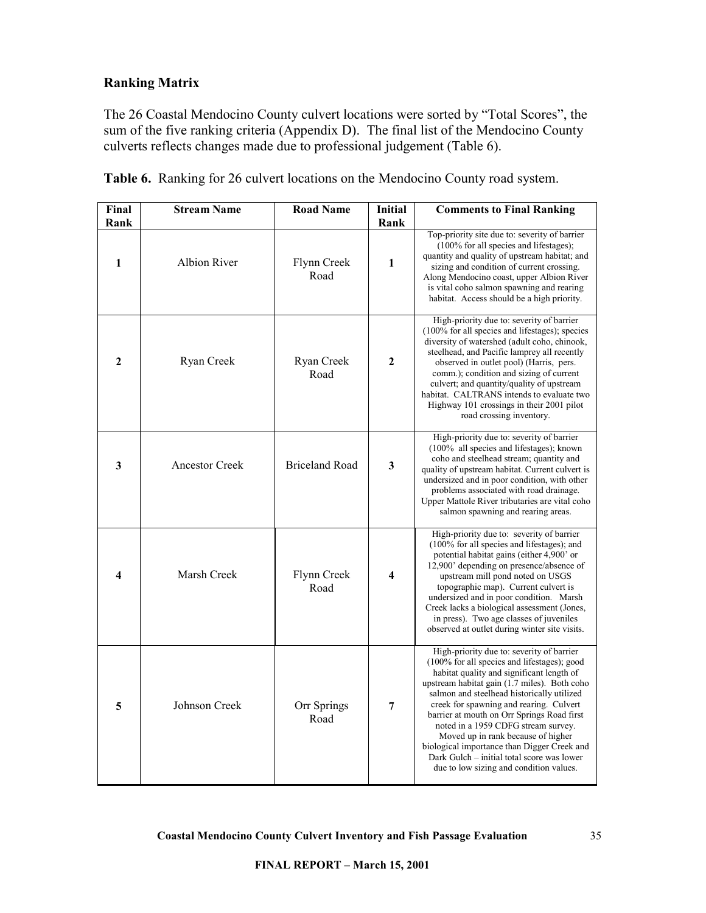## Ranking Matrix

The 26 Coastal Mendocino County culvert locations were sorted by "Total Scores", the sum of the five ranking criteria (Appendix D). The final list of the Mendocino County culverts reflects changes made due to professional judgement (Table 6).

**Table 6.** Ranking for 26 culvert locations on the Mendocino County road system.

| Final Rank | Stream Name | Road Name | Initial Rank | Comments to Final Ranking |
|---|---|---|---|---|
| **1** | Albion River | Flynn Creek Road | **1** | Top-priority site due to: severity of barrier (100% for all species and lifestages); quantity and quality of upstream habitat; and sizing and condition of current crossing. Along Mendocino coast, upper Albion River is vital coho salmon spawning and rearing habitat. Access should be a high priority. |
| **2** | Ryan Creek | Ryan Creek Road | **2** | High-priority due to: severity of barrier (100% for all species and lifestages); species diversity of watershed (adult coho, chinook, steelhead, and Pacific lamprey all recently observed in outlet pool) (Harris, pers. comm.); condition and sizing of current culvert; and quantity/quality of upstream habitat. CALTRANS intends to evaluate two Highway 101 crossings in their 2001 pilot road crossing inventory. |
| **3** | Ancestor Creek | Briceland Road | **3** | High-priority due to: severity of barrier (100% all species and lifestages); known coho and steelhead stream; quantity and quality of upstream habitat. Current culvert is undersized and in poor condition, with other problems associated with road drainage. Upper Mattole River tributaries are vital coho salmon spawning and rearing areas. |
| **4** | Marsh Creek | Flynn Creek Road | **4** | High-priority due to: severity of barrier (100% for all species and lifestages); and potential habitat gains (either 4,900' or 12,900' depending on presence/absence of upstream mill pond noted on USGS topographic map). Current culvert is undersized and in poor condition. Marsh Creek lacks a biological assessment (Jones, in press). Two age classes of juveniles observed at outlet during winter site visits. |
| **5** | Johnson Creek | Orr Springs Road | **7** | High-priority due to: severity of barrier (100% for all species and lifestages); good habitat quality and significant length of upstream habitat gain (1.7 miles). Both coho salmon and steelhead historically utilized creek for spawning and rearing. Culvert barrier at mouth on Orr Springs Road first noted in a 1959 CDFG stream survey. Moved up in rank because of higher biological importance than Digger Creek and Dark Gulch – initial total score was lower due to low sizing and condition values. |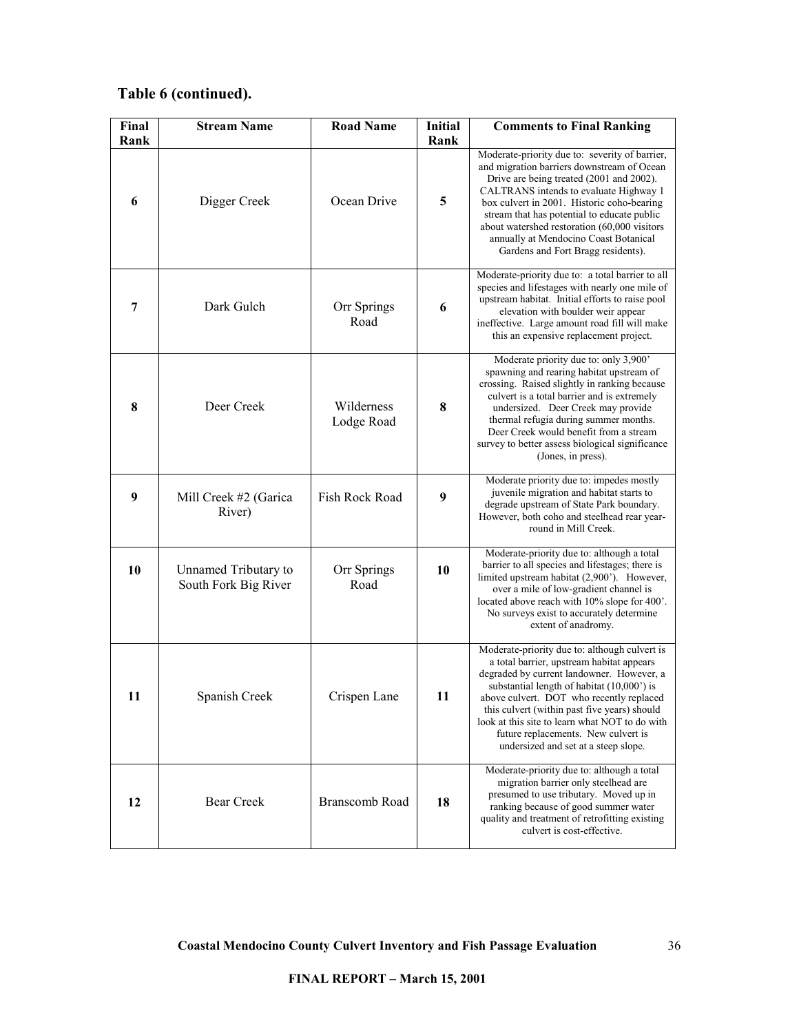**Table 6 (continued).**

| Final Rank | Stream Name | Road Name | Initial Rank | Comments to Final Ranking |
|---|---|---|---|---|
| **6** | Digger Creek | Ocean Drive | **5** | Moderate-priority due to: severity of barrier, and migration barriers downstream of Ocean Drive are being treated (2001 and 2002). CALTRANS intends to evaluate Highway 1 box culvert in 2001. Historic coho-bearing stream that has potential to educate public about watershed restoration (60,000 visitors annually at Mendocino Coast Botanical Gardens and Fort Bragg residents). |
| **7** | Dark Gulch | Orr Springs Road | **6** | Moderate-priority due to: a total barrier to all species and lifestages with nearly one mile of upstream habitat. Initial efforts to raise pool elevation with boulder weir appear ineffective. Large amount road fill will make this an expensive replacement project. |
| **8** | Deer Creek | Wilderness Lodge Road | **8** | Moderate priority due to: only 3,900' spawning and rearing habitat upstream of crossing. Raised slightly in ranking because culvert is a total barrier and is extremely undersized. Deer Creek may provide thermal refugia during summer months. Deer Creek would benefit from a stream survey to better assess biological significance (Jones, in press). |
| **9** | Mill Creek #2 (Garica River) | Fish Rock Road | **9** | Moderate priority due to: impedes mostly juvenile migration and habitat starts to degrade upstream of State Park boundary. However, both coho and steelhead rear year-round in Mill Creek. |
| **10** | Unnamed Tributary to South Fork Big River | Orr Springs Road | **10** | Moderate-priority due to: although a total barrier to all species and lifestages; there is limited upstream habitat (2,900'). However, over a mile of low-gradient channel is located above reach with 10% slope for 400'. No surveys exist to accurately determine extent of anadromy. |
| **11** | Spanish Creek | Crispen Lane | **11** | Moderate-priority due to: although culvert is a total barrier, upstream habitat appears degraded by current landowner. However, a substantial length of habitat (10,000') is above culvert. DOT who recently replaced this culvert (within past five years) should look at this site to learn what NOT to do with future replacements. New culvert is undersized and set at a steep slope. |
| **12** | Bear Creek | Branscomb Road | **18** | Moderate-priority due to: although a total migration barrier only steelhead are presumed to use tributary. Moved up in ranking because of good summer water quality and treatment of retrofitting existing culvert is cost-effective. |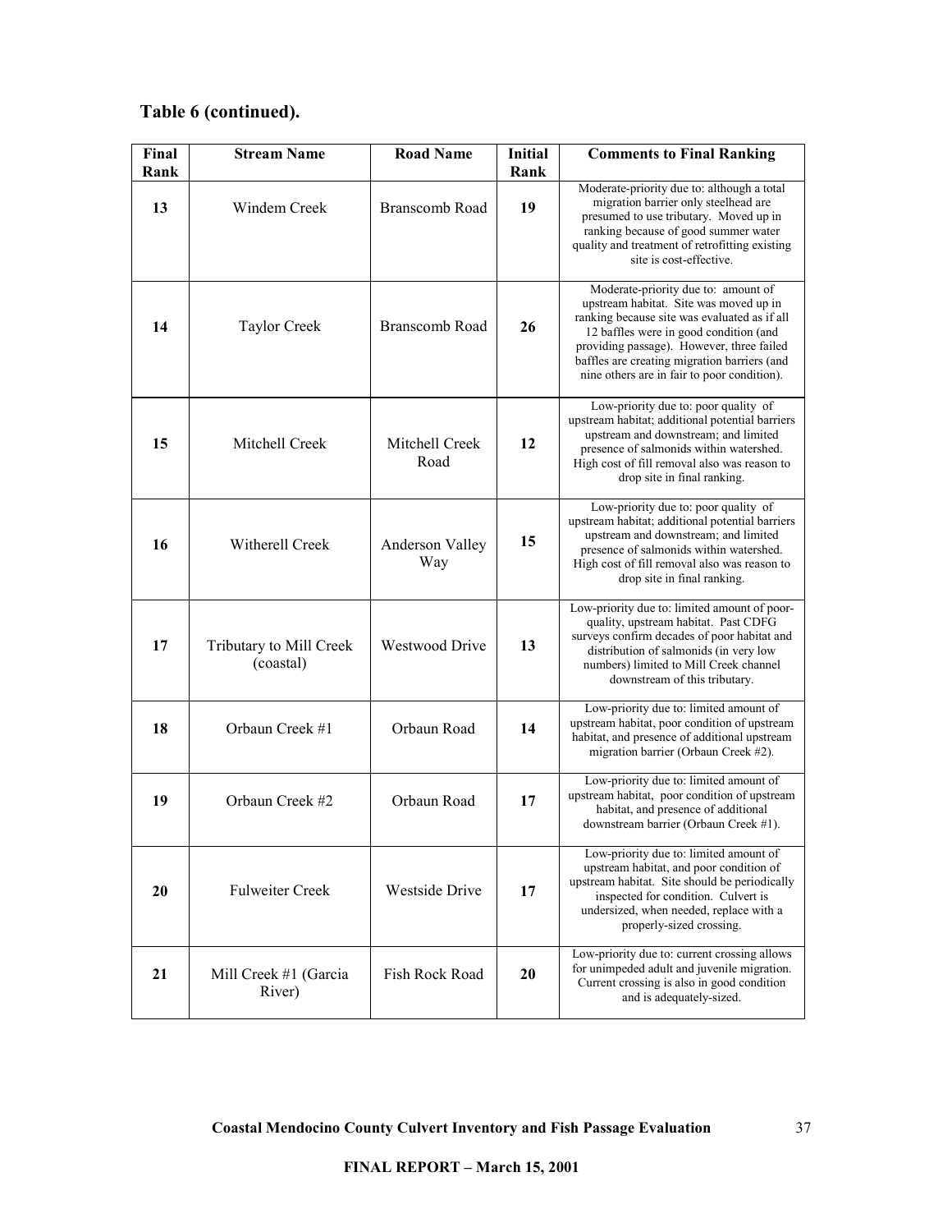**Table 6 (continued).**

| Final Rank | Stream Name | Road Name | Initial Rank | Comments to Final Ranking |
|---|---|---|---|---|
| **13** | Windem Creek | Branscomb Road | **19** | Moderate-priority due to: although a total migration barrier only steelhead are presumed to use tributary. Moved up in ranking because of good summer water quality and treatment of retrofitting existing site is cost-effective. |
| **14** | Taylor Creek | Branscomb Road | **26** | Moderate-priority due to: amount of upstream habitat. Site was moved up in ranking because site was evaluated as if all 12 baffles were in good condition (and providing passage). However, three failed baffles are creating migration barriers (and nine others are in fair to poor condition). |
| **15** | Mitchell Creek | Mitchell Creek Road | **12** | Low-priority due to: poor quality of upstream habitat; additional potential barriers upstream and downstream; and limited presence of salmonids within watershed. High cost of fill removal also was reason to drop site in final ranking. |
| **16** | Witherell Creek | Anderson Valley Way | **15** | Low-priority due to: poor quality of upstream habitat; additional potential barriers upstream and downstream; and limited presence of salmonids within watershed. High cost of fill removal also was reason to drop site in final ranking. |
| **17** | Tributary to Mill Creek (coastal) | Westwood Drive | **13** | Low-priority due to: limited amount of poor-quality, upstream habitat. Past CDFG surveys confirm decades of poor habitat and distribution of salmonids (in very low numbers) limited to Mill Creek channel downstream of this tributary. |
| **18** | Orbaun Creek #1 | Orbaun Road | **14** | Low-priority due to: limited amount of upstream habitat, poor condition of upstream habitat, and presence of additional upstream migration barrier (Orbaun Creek #2). |
| **19** | Orbaun Creek #2 | Orbaun Road | **17** | Low-priority due to: limited amount of upstream habitat, poor condition of upstream habitat, and presence of additional downstream barrier (Orbaun Creek #1). |
| **20** | Fulweiter Creek | Westside Drive | **17** | Low-priority due to: limited amount of upstream habitat, and poor condition of upstream habitat. Site should be periodically inspected for condition. Culvert is undersized, when needed, replace with a properly-sized crossing. |
| **21** | Mill Creek #1 (Garcia River) | Fish Rock Road | **20** | Low-priority due to: current crossing allows for unimpeded adult and juvenile migration. Current crossing is also in good condition and is adequately-sized. |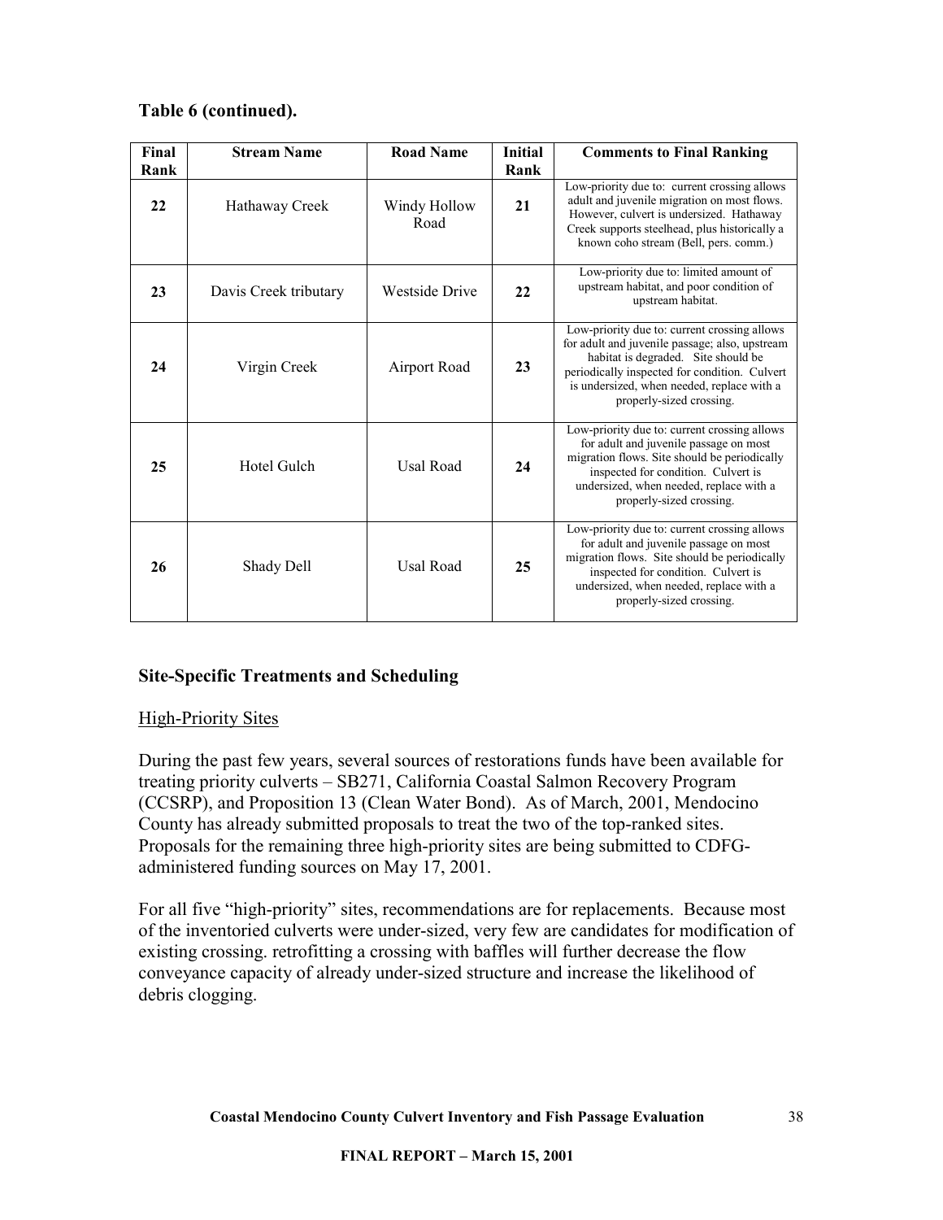**Table 6 (continued).**

| Final Rank | Stream Name | Road Name | Initial Rank | Comments to Final Ranking |
|---|---|---|---|---|
| **22** | Hathaway Creek | Windy Hollow Road | **21** | Low-priority due to: current crossing allows adult and juvenile migration on most flows. However, culvert is undersized. Hathaway Creek supports steelhead, plus historically a known coho stream (Bell, pers. comm.) |
| **23** | Davis Creek tributary | Westside Drive | **22** | Low-priority due to: limited amount of upstream habitat, and poor condition of upstream habitat. |
| **24** | Virgin Creek | Airport Road | **23** | Low-priority due to: current crossing allows for adult and juvenile passage; also, upstream habitat is degraded. Site should be periodically inspected for condition. Culvert is undersized, when needed, replace with a properly-sized crossing. |
| **25** | Hotel Gulch | Usal Road | **24** | Low-priority due to: current crossing allows for adult and juvenile passage on most migration flows. Site should be periodically inspected for condition. Culvert is undersized, when needed, replace with a properly-sized crossing. |
| **26** | Shady Dell | Usal Road | **25** | Low-priority due to: current crossing allows for adult and juvenile passage on most migration flows. Site should be periodically inspected for condition. Culvert is undersized, when needed, replace with a properly-sized crossing. |

## Site-Specific Treatments and Scheduling

### High-Priority Sites

During the past few years, several sources of restorations funds have been available for treating priority culverts – SB271, California Coastal Salmon Recovery Program (CCSRP), and Proposition 13 (Clean Water Bond). As of March, 2001, Mendocino County has already submitted proposals to treat the two of the top-ranked sites. Proposals for the remaining three high-priority sites are being submitted to CDFG-administered funding sources on May 17, 2001.

For all five "high-priority" sites, recommendations are for replacements. Because most of the inventoried culverts were under-sized, very few are candidates for modification of existing crossing. retrofitting a crossing with baffles will further decrease the flow conveyance capacity of already under-sized structure and increase the likelihood of debris clogging.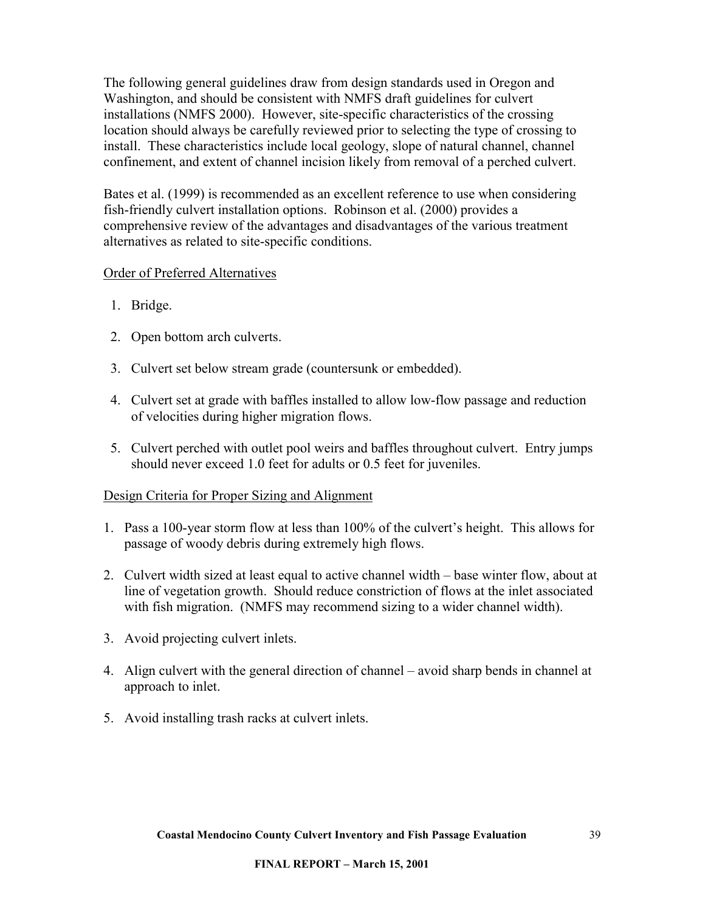The following general guidelines draw from design standards used in Oregon and Washington, and should be consistent with NMFS draft guidelines for culvert installations (NMFS 2000). However, site-specific characteristics of the crossing location should always be carefully reviewed prior to selecting the type of crossing to install. These characteristics include local geology, slope of natural channel, channel confinement, and extent of channel incision likely from removal of a perched culvert.

Bates et al. (1999) is recommended as an excellent reference to use when considering fish-friendly culvert installation options. Robinson et al. (2000) provides a comprehensive review of the advantages and disadvantages of the various treatment alternatives as related to site-specific conditions.

<u>Order of Preferred Alternatives</u>

1. Bridge.
2. Open bottom arch culverts.
3. Culvert set below stream grade (countersunk or embedded).
4. Culvert set at grade with baffles installed to allow low-flow passage and reduction of velocities during higher migration flows.
5. Culvert perched with outlet pool weirs and baffles throughout culvert. Entry jumps should never exceed 1.0 feet for adults or 0.5 feet for juveniles.

<u>Design Criteria for Proper Sizing and Alignment</u>

1. Pass a 100-year storm flow at less than 100% of the culvert's height. This allows for passage of woody debris during extremely high flows.
2. Culvert width sized at least equal to active channel width – base winter flow, about at line of vegetation growth. Should reduce constriction of flows at the inlet associated with fish migration. (NMFS may recommend sizing to a wider channel width).
3. Avoid projecting culvert inlets.
4. Align culvert with the general direction of channel – avoid sharp bends in channel at approach to inlet.
5. Avoid installing trash racks at culvert inlets.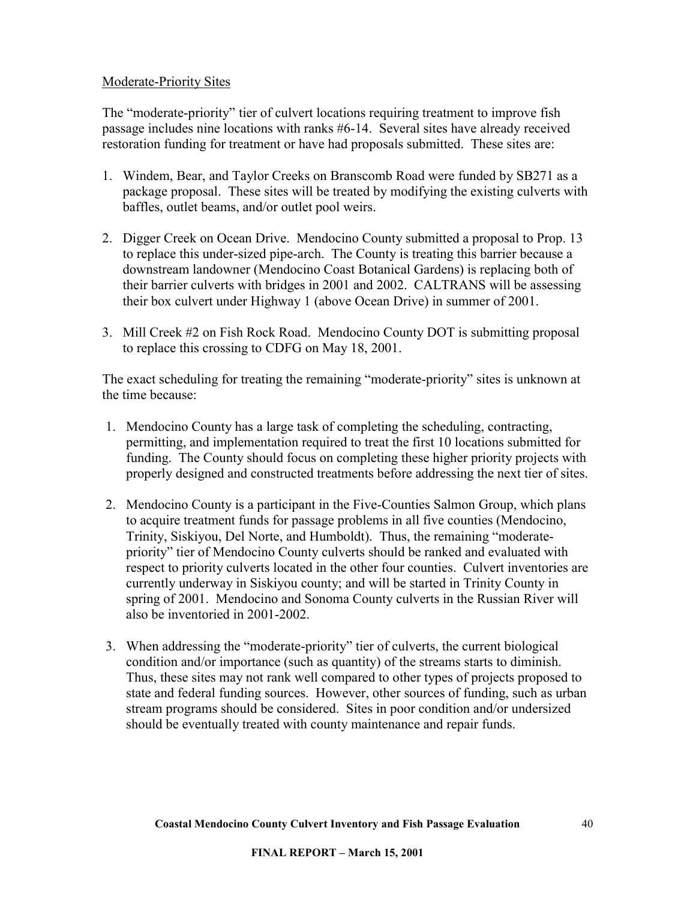Moderate-Priority Sites

The "moderate-priority" tier of culvert locations requiring treatment to improve fish passage includes nine locations with ranks #6-14. Several sites have already received restoration funding for treatment or have had proposals submitted. These sites are:

1. Windem, Bear, and Taylor Creeks on Branscomb Road were funded by SB271 as a package proposal. These sites will be treated by modifying the existing culverts with baffles, outlet beams, and/or outlet pool weirs.

2. Digger Creek on Ocean Drive. Mendocino County submitted a proposal to Prop. 13 to replace this under-sized pipe-arch. The County is treating this barrier because a downstream landowner (Mendocino Coast Botanical Gardens) is replacing both of their barrier culverts with bridges in 2001 and 2002. CALTRANS will be assessing their box culvert under Highway 1 (above Ocean Drive) in summer of 2001.

3. Mill Creek #2 on Fish Rock Road. Mendocino County DOT is submitting proposal to replace this crossing to CDFG on May 18, 2001.

The exact scheduling for treating the remaining "moderate-priority" sites is unknown at the time because:

1. Mendocino County has a large task of completing the scheduling, contracting, permitting, and implementation required to treat the first 10 locations submitted for funding. The County should focus on completing these higher priority projects with properly designed and constructed treatments before addressing the next tier of sites.

2. Mendocino County is a participant in the Five-Counties Salmon Group, which plans to acquire treatment funds for passage problems in all five counties (Mendocino, Trinity, Siskiyou, Del Norte, and Humboldt). Thus, the remaining "moderate-priority" tier of Mendocino County culverts should be ranked and evaluated with respect to priority culverts located in the other four counties. Culvert inventories are currently underway in Siskiyou county; and will be started in Trinity County in spring of 2001. Mendocino and Sonoma County culverts in the Russian River will also be inventoried in 2001-2002.

3. When addressing the "moderate-priority" tier of culverts, the current biological condition and/or importance (such as quantity) of the streams starts to diminish. Thus, these sites may not rank well compared to other types of projects proposed to state and federal funding sources. However, other sources of funding, such as urban stream programs should be considered. Sites in poor condition and/or undersized should be eventually treated with county maintenance and repair funds.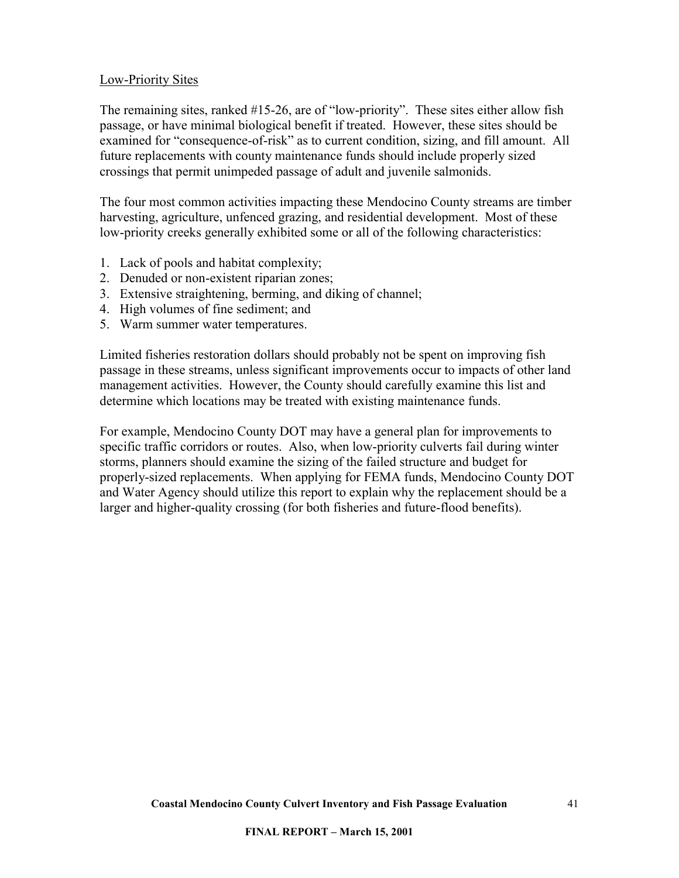## Low-Priority Sites

The remaining sites, ranked #15-26, are of "low-priority". These sites either allow fish passage, or have minimal biological benefit if treated. However, these sites should be examined for "consequence-of-risk" as to current condition, sizing, and fill amount. All future replacements with county maintenance funds should include properly sized crossings that permit unimpeded passage of adult and juvenile salmonids.

The four most common activities impacting these Mendocino County streams are timber harvesting, agriculture, unfenced grazing, and residential development. Most of these low-priority creeks generally exhibited some or all of the following characteristics:

1. Lack of pools and habitat complexity;
2. Denuded or non-existent riparian zones;
3. Extensive straightening, berming, and diking of channel;
4. High volumes of fine sediment; and
5. Warm summer water temperatures.

Limited fisheries restoration dollars should probably not be spent on improving fish passage in these streams, unless significant improvements occur to impacts of other land management activities. However, the County should carefully examine this list and determine which locations may be treated with existing maintenance funds.

For example, Mendocino County DOT may have a general plan for improvements to specific traffic corridors or routes. Also, when low-priority culverts fail during winter storms, planners should examine the sizing of the failed structure and budget for properly-sized replacements. When applying for FEMA funds, Mendocino County DOT and Water Agency should utilize this report to explain why the replacement should be a larger and higher-quality crossing (for both fisheries and future-flood benefits).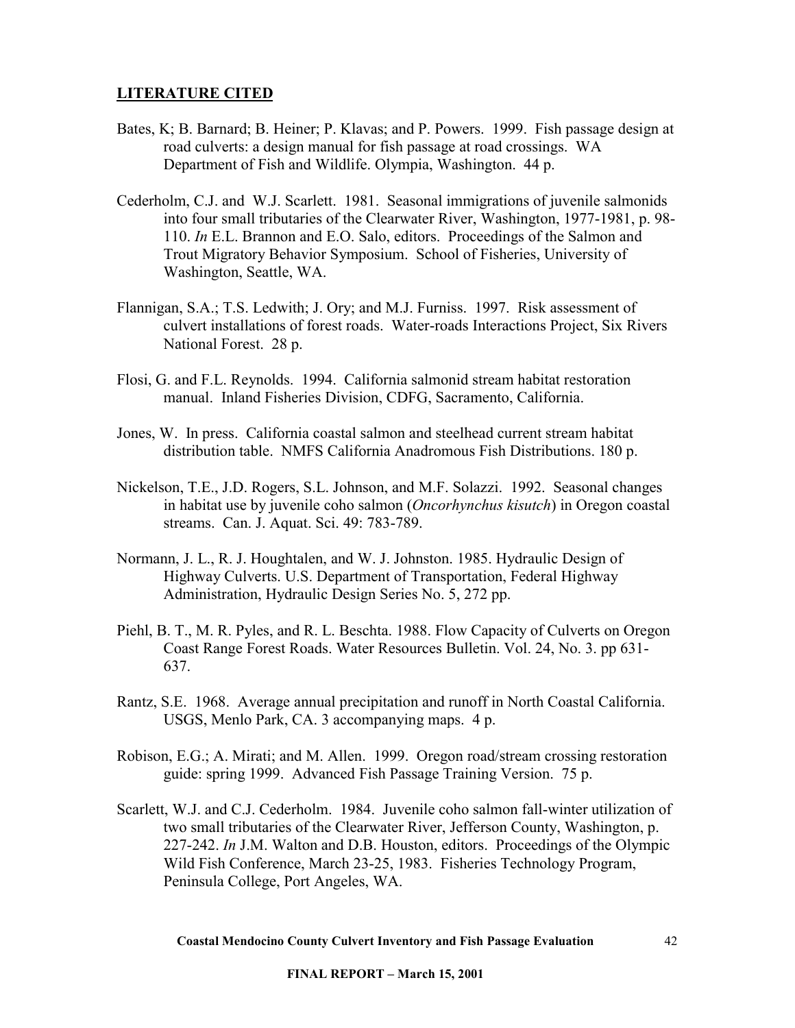## LITERATURE CITED

Bates, K; B. Barnard; B. Heiner; P. Klavas; and P. Powers. 1999. Fish passage design at road culverts: a design manual for fish passage at road crossings. WA Department of Fish and Wildlife. Olympia, Washington. 44 p.

Cederholm, C.J. and W.J. Scarlett. 1981. Seasonal immigrations of juvenile salmonids into four small tributaries of the Clearwater River, Washington, 1977-1981, p. 98-110. *In* E.L. Brannon and E.O. Salo, editors. Proceedings of the Salmon and Trout Migratory Behavior Symposium. School of Fisheries, University of Washington, Seattle, WA.

Flannigan, S.A.; T.S. Ledwith; J. Ory; and M.J. Furniss. 1997. Risk assessment of culvert installations of forest roads. Water-roads Interactions Project, Six Rivers National Forest. 28 p.

Flosi, G. and F.L. Reynolds. 1994. California salmonid stream habitat restoration manual. Inland Fisheries Division, CDFG, Sacramento, California.

Jones, W. In press. California coastal salmon and steelhead current stream habitat distribution table. NMFS California Anadromous Fish Distributions. 180 p.

Nickelson, T.E., J.D. Rogers, S.L. Johnson, and M.F. Solazzi. 1992. Seasonal changes in habitat use by juvenile coho salmon (*Oncorhynchus kisutch*) in Oregon coastal streams. Can. J. Aquat. Sci. 49: 783-789.

Normann, J. L., R. J. Houghtalen, and W. J. Johnston. 1985. Hydraulic Design of Highway Culverts. U.S. Department of Transportation, Federal Highway Administration, Hydraulic Design Series No. 5, 272 pp.

Piehl, B. T., M. R. Pyles, and R. L. Beschta. 1988. Flow Capacity of Culverts on Oregon Coast Range Forest Roads. Water Resources Bulletin. Vol. 24, No. 3. pp 631-637.

Rantz, S.E. 1968. Average annual precipitation and runoff in North Coastal California. USGS, Menlo Park, CA. 3 accompanying maps. 4 p.

Robison, E.G.; A. Mirati; and M. Allen. 1999. Oregon road/stream crossing restoration guide: spring 1999. Advanced Fish Passage Training Version. 75 p.

Scarlett, W.J. and C.J. Cederholm. 1984. Juvenile coho salmon fall-winter utilization of two small tributaries of the Clearwater River, Jefferson County, Washington, p. 227-242. *In* J.M. Walton and D.B. Houston, editors. Proceedings of the Olympic Wild Fish Conference, March 23-25, 1983. Fisheries Technology Program, Peninsula College, Port Angeles, WA.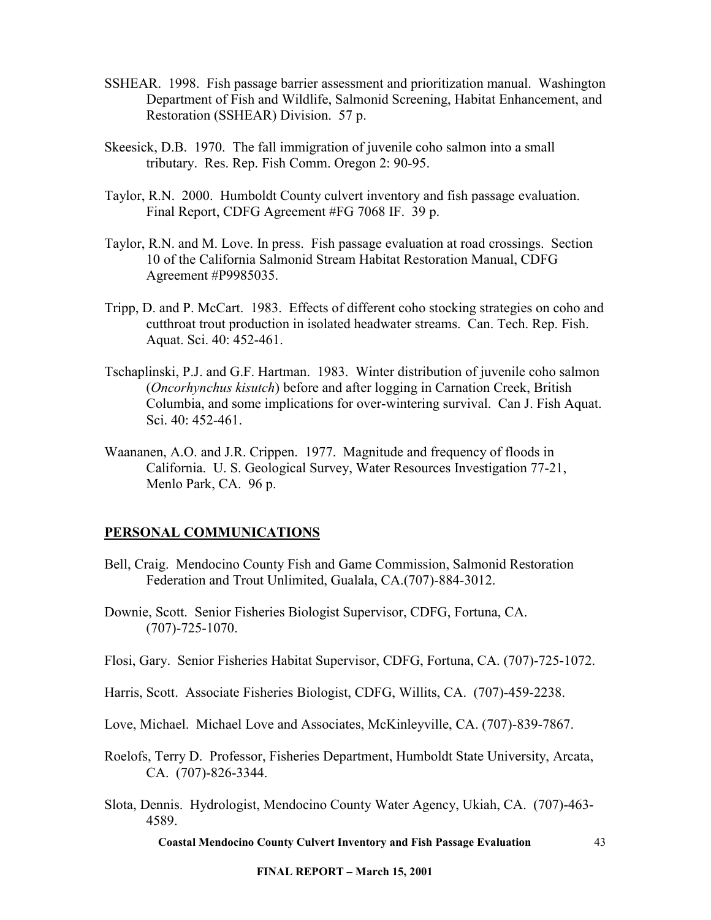SSHEAR. 1998. Fish passage barrier assessment and prioritization manual. Washington Department of Fish and Wildlife, Salmonid Screening, Habitat Enhancement, and Restoration (SSHEAR) Division. 57 p.

Skeesick, D.B. 1970. The fall immigration of juvenile coho salmon into a small tributary. Res. Rep. Fish Comm. Oregon 2: 90-95.

Taylor, R.N. 2000. Humboldt County culvert inventory and fish passage evaluation. Final Report, CDFG Agreement #FG 7068 IF. 39 p.

Taylor, R.N. and M. Love. In press. Fish passage evaluation at road crossings. Section 10 of the California Salmonid Stream Habitat Restoration Manual, CDFG Agreement #P9985035.

Tripp, D. and P. McCart. 1983. Effects of different coho stocking strategies on coho and cutthroat trout production in isolated headwater streams. Can. Tech. Rep. Fish. Aquat. Sci. 40: 452-461.

Tschaplinski, P.J. and G.F. Hartman. 1983. Winter distribution of juvenile coho salmon (*Oncorhynchus kisutch*) before and after logging in Carnation Creek, British Columbia, and some implications for over-wintering survival. Can J. Fish Aquat. Sci. 40: 452-461.

Waananen, A.O. and J.R. Crippen. 1977. Magnitude and frequency of floods in California. U. S. Geological Survey, Water Resources Investigation 77-21, Menlo Park, CA. 96 p.

## PERSONAL COMMUNICATIONS

Bell, Craig. Mendocino County Fish and Game Commission, Salmonid Restoration Federation and Trout Unlimited, Gualala, CA.(707)-884-3012.

Downie, Scott. Senior Fisheries Biologist Supervisor, CDFG, Fortuna, CA. (707)-725-1070.

Flosi, Gary. Senior Fisheries Habitat Supervisor, CDFG, Fortuna, CA. (707)-725-1072.

Harris, Scott. Associate Fisheries Biologist, CDFG, Willits, CA. (707)-459-2238.

Love, Michael. Michael Love and Associates, McKinleyville, CA. (707)-839-7867.

Roelofs, Terry D. Professor, Fisheries Department, Humboldt State University, Arcata, CA. (707)-826-3344.

Slota, Dennis. Hydrologist, Mendocino County Water Agency, Ukiah, CA. (707)-463-4589.